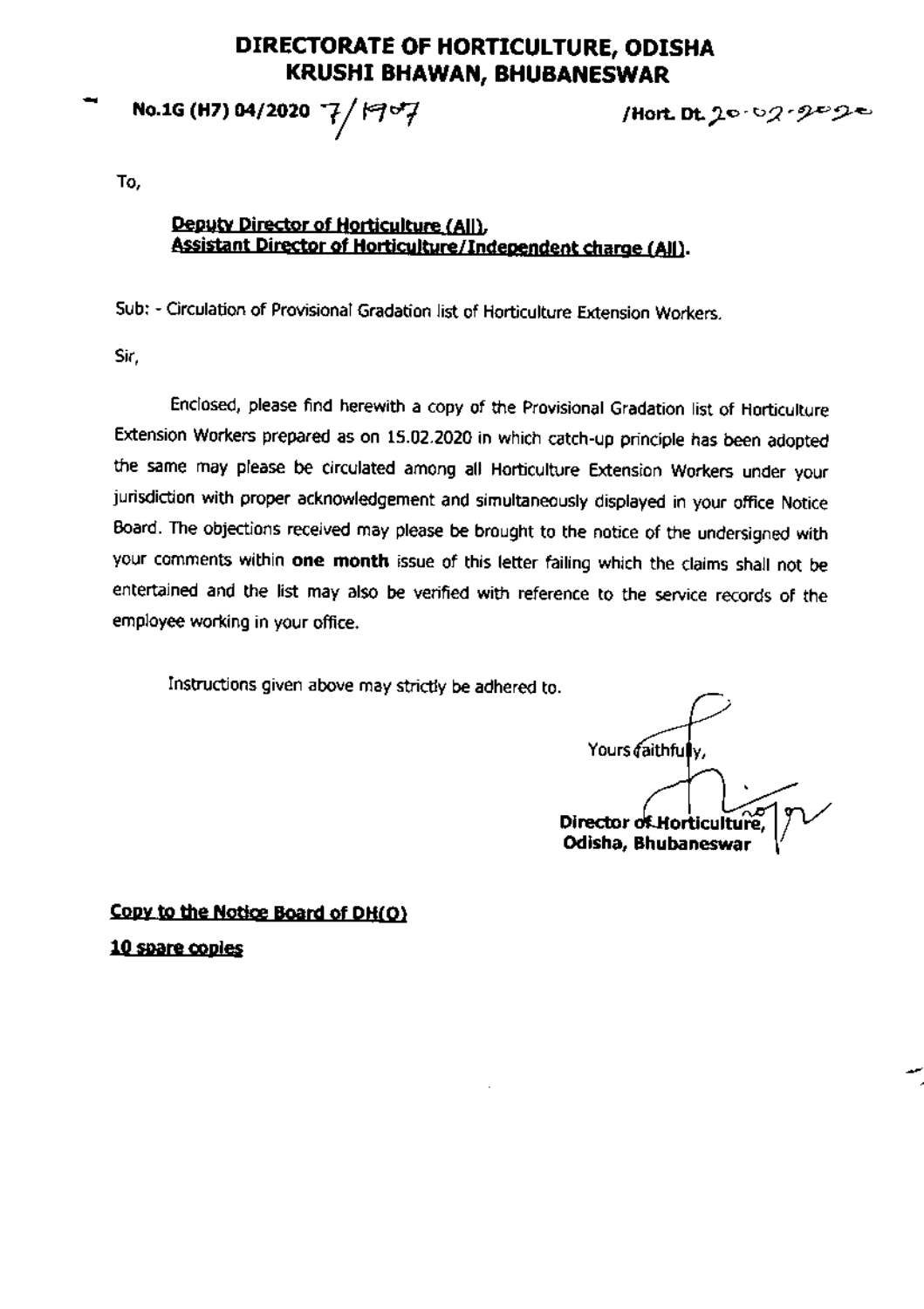# DIRECTORATE OF HORTICULTURE, ODISHA
# KRUSHI BHAWAN, BHUBANESWAR

**No.1G (H7) 04/2020 7/1907** **/Hort. Dt. 20.02.2020**

To,

**Deputy Director of Horticulture (All),**
**Assistant Director of Horticulture/Independent charge (All).**

Sub: - Circulation of Provisional Gradation list of Horticulture Extension Workers.

Sir,

Enclosed, please find herewith a copy of the Provisional Gradation list of Horticulture Extension Workers prepared as on 15.02.2020 in which catch-up principle has been adopted the same may please be circulated among all Horticulture Extension Workers under your jurisdiction with proper acknowledgement and simultaneously displayed in your office Notice Board. The objections received may please be brought to the notice of the undersigned with your comments within **one month** issue of this letter failing which the claims shall not be entertained and the list may also be verified with reference to the service records of the employee working in your office.

Instructions given above may strictly be adhered to.

Yours faithfully,

**Director of Horticulture,**
**Odisha, Bhubaneswar**

**Copy to the Notice Board of DH(O)**

**10 spare copies**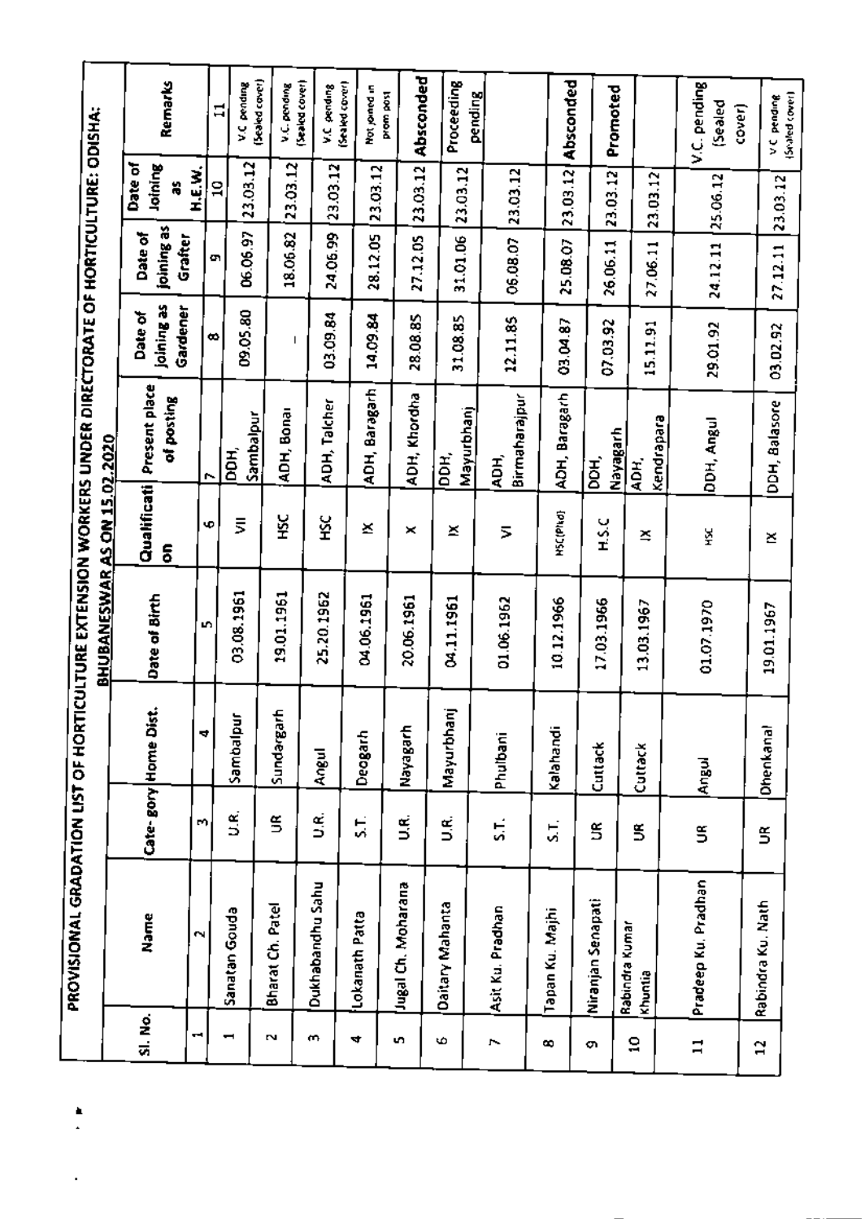# PROVISIONAL GRADATION LIST OF HORTICULTURE EXTENSION WORKERS UNDER DIRECTORATE OF HORTICULTURE: ODISHA: BHUBANESWAR AS ON 15.02.2020

| Sl. No. | Name | Cate- gory | Home Dist. | Date of Birth | Qualificati on | Present place of posting | Date of Joining as Gardener | Date of Joining as Grafter | Date of Joining as H.E.W. | Remarks |
|---|---|---|---|---|---|---|---|---|---|---|
| 1 | 2 | 3 | 4 | 5 | 6 | 7 | 8 | 9 | 10 | 11 |
| 1 | Sanatan Gouda | U.R. | Sambalpur | 03.08.1961 | VII | DDH, Sambalpur | 09.05.80 | 06.06.97 | 23.03.12 | V.C pending (Sealed cover) |
| 2 | Bharat Ch. Patel | UR | Sundargarh | 19.01.1961 | HSC | ADH, Bonai | - | 18.06.82 | 23.03.12 | V.C. pending (Sealed cover) |
| 3 | Dukhabandhu Sahu | U.R. | Angul | 25.20.1962 | HSC | ADH, Talcher | 03.09.84 | 24.06.99 | 23.03.12 | V.C. pending (Sealed cover) |
| 4 | Lokanath Patta | S.T. | Deogarh | 04.06.1961 | IX | ADH, Baragarh | 14.09.84 | 28.12.05 | 23.03.12 | Not joined in prom post |
| 5 | Jugal Ch. Moharana | U.R. | Nayagarh | 20.06.1961 | X | ADH, Khordha | 28.08.85 | 27.12.05 | 23.03.12 | Absconded |
| 6 | Daitary Mahanta | U.R. | Mayurbhanj | 04.11.1961 | IX | DDH, Mayurbhanj | 31.08.85 | 31.01.06 | 23.03.12 | Proceeding pending |
| 7 | Asit Ku. Pradhan | S.T. | Phulbani | 01.06.1962 | VI | ADH, Birmaharajpur | 12.11.85 | 06.08.07 | 23.03.12 | |
| 8 | Tapan Ku. Majhi | S.T. | Kalahandi | 10.12.1966 | HSC(Pkd) | ADH, Baragarh | 03.04.87 | 25.08.07 | 23.03.12 | Absconded |
| 9 | Niranjan Senapati | UR | Cuttack | 17.03.1966 | H.S.C | DDH, Nayagarh | 07.03.92 | 26.06.11 | 23.03.12 | Promoted |
| 10 | Rabindra Kumar Khuntia | UR | Cuttack | 13.03.1967 | IX | ADH, Kendrapara | 15.11.91 | 27.06.11 | 23.03.12 | |
| 11 | Pradeep Ku. Pradhan | UR | Angul | 01.07.1970 | HSC | DDH, Angul | 29.01.92 | 24.12.11 | 25.06.12 | V.C. pending (Sealed cover) |
| 12 | Rabindra Ku. Nath | UR | Dhenkanal | 19.01.1967 | IX | DDH, Balasore | 03.02.92 | 27.12.11 | 23.03.12 | V.C pending (Sealed cover) |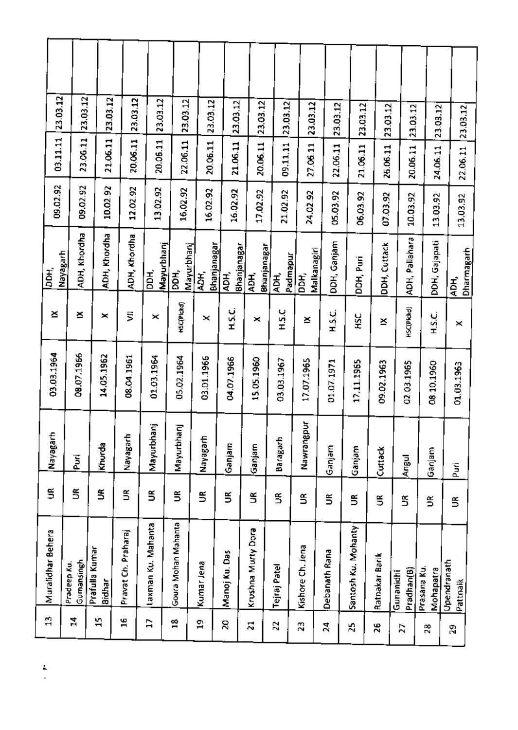| | | | | | | | | | | |
|---|---|---|---|---|---|---|---|---|---|---|
| 13 | Muralidhar Behera | UR | Nayagarh | 03.03.1964 | IX | DDH, Nayagarh | 09.02.92 | 03.11.11 | 23.03.12 | |
| 14 | Pradeep Ku. Gumansingh | UR | Puri | 08.07.1966 | IX | ADH, Khordha | 09.02.92 | 23.06.11 | 23.03.12 | |
| 15 | Prafulla Kumar Bidhar | UR | Khurda | 14.05.1962 | X | ADH, Khordha | 10.02.92 | 21.06.11 | 23.03.12 | |
| 16 | Pravat Ch. Praharaj | UR | Nayagarh | 08.04.1961 | VII | ADH, Khordha | 12.02.92 | 20.06.11 | 23.03.12 | |
| 17 | Laxman Ku. Mahanta | UR | Mayurbhanj | 01.03.1964 | X | DDH, Mayurbhanj | 13.02.92 | 20.06.11 | 23.03.12 | |
| 18 | Goura Mohan Mahanta | UR | Mayurbhanj | 05.02.1964 | HSC(Plckd) | DDH, Mayurbhanj | 16.02.92 | 22.06.11 | 23.03.12 | |
| 19 | Kumar Jena | UR | Nayagarh | 03.01.1966 | X | ADH, Bhanjanagar | 16.02.92 | 20.06.11 | 23.03.12 | |
| 20 | Manoj Ku. Das | UR | Ganjam | 04.07.1966 | H.S.C. | ADH, Bhanjanagar | 16.02.92 | 21.06.11 | 23.03.12 | |
| 21 | Krushna Murty Dora | UR | Ganjam | 15.05.1960 | X | ADH, Bhanjanagar | 17.02.92 | 20.06.11 | 23.03.12 | |
| 22 | Tejraj Patel | UR | Baragarh | 03.03.1967 | H.S.C | ADH, Padmapur | 21.02.92 | 09.11.11 | 23.03.12 | |
| 23 | Kishore Ch. Jena | UR | Nawrangpur | 17.07.1965 | IX | DDH, Malkanagiri | 24.02.92 | 27.06.11 | 23.03.12 | |
| 24 | Debanath Rana | UR | Ganjam | 01.07.1971 | H.S.C. | DDH, Ganjam | 05.03.92 | 22.06.11 | 23.03.12 | |
| 25 | Santosh Ku. Mohanty | UR | Ganjam | 17.11.1965 | HSC | DDH, Puri | 06.03.92 | 21.06.11 | 23.03.12 | |
| 26 | Ratnakar Barik | UR | Cuttack | 09.02.1963 | IX | DDH, Cuttack | 07.03.92 | 26.06.11 | 23.03.12 | |
| 27 | Gunanidhi Pradhan(B) | UR | Angul | 02.03.1965 | HSC(Plckd) | ADH, Pallahara | 10.03.92 | 20.06.11 | 23.03.12 | |
| 28 | Prasana Ku. Mohapatra | UR | Ganjam | 08.10.1960 | H.S.C. | DDH, Gajapati | 13.03.92 | 24.06.11 | 23.03.12 | |
| 29 | Upendranath Pattnaik | UR | Puri | 01.03.1963 | X | ADH, Dharmagarh | 13.03.92 | 22.06.11 | 23.03.12 | |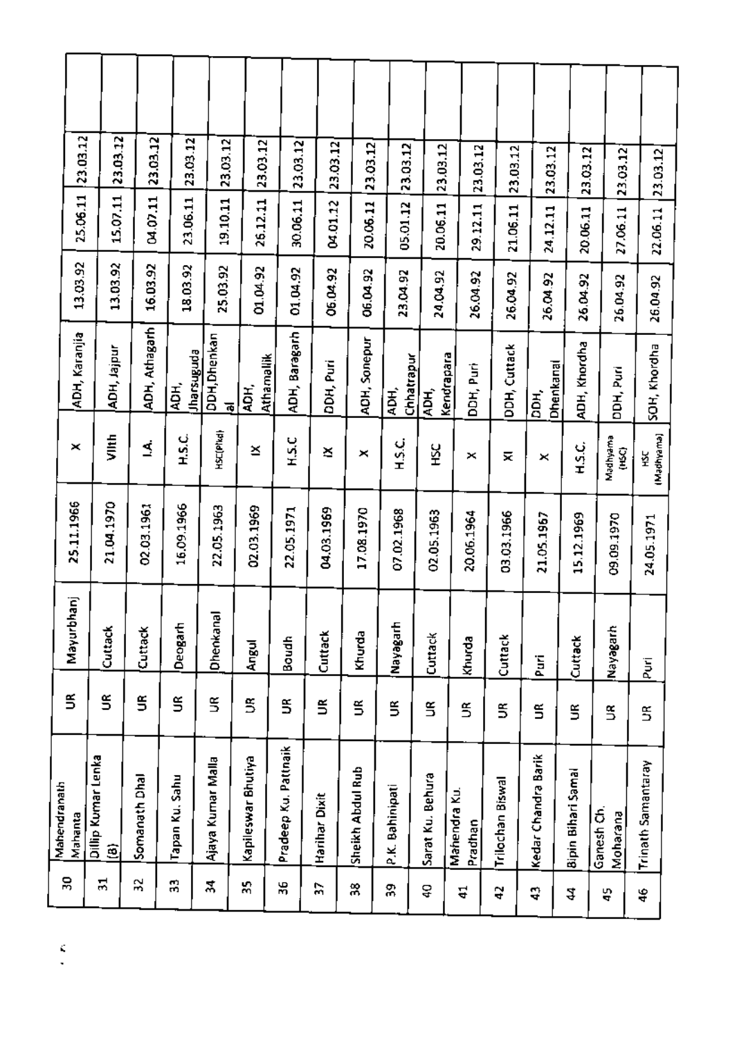| | | | | | | | | | | |
|---|---|---|---|---|---|---|---|---|---|---|
| 30 | Mahendranath Mahanta | UR | Mayurbhanj | 25.11.1966 | X | ADH, Karanjia | 13.03.92 | 25.06.11 | 23.03.12 | |
| 31 | Dillip Kumar Lenka (B) | UR | Cuttack | 21.04.1970 | VIIth | ADH, Jajpur | 13.03.92 | 15.07.11 | 23.03.12 | |
| 32 | Somanath Dhal | UR | Cuttack | 02.03.1961 | I.A. | ADH, Athagarh | 16.03.92 | 04.07.11 | 23.03.12 | |
| 33 | Tapan Ku. Sahu | UR | Deogarh | 16.09.1966 | H.S.C. | ADH, Jharsuguda | 18.03.92 | 23.06.11 | 23.03.12 | |
| 34 | Ajaya Kumar Malla | UR | Dhenkanal | 22.05.1963 | HSC(Pkd) | DDH, Dhenkanal | 25.03.92 | 19.10.11 | 23.03.12 | |
| 35 | Kapileswar Bhutiya | UR | Angul | 02.03.1969 | IX | ADH, Athamallik | 01.04.92 | 26.12.11 | 23.03.12 | |
| 36 | Pradeep Ku. Pattnaik | UR | Boudh | 22.05.1971 | H.S.C | ADH, Baragarh | 01.04.92 | 30.06.11 | 23.03.12 | |
| 37 | Harihar Dixit | UR | Cuttack | 04.03.1969 | IX | DDH, Puri | 06.04.92 | 04.01.12 | 23.03.12 | |
| 38 | Sheikh Abdul Rub | UR | Khurda | 17.08.1970 | X | ADH, Sonepur | 06.04.92 | 20.06.11 | 23.03.12 | |
| 39 | P.K. Bahinipati | UR | Nayagarh | 07.02.1968 | H.S.C. | ADH, Chhatrapur | 23.04.92 | 05.01.12 | 23.03.12 | |
| 40 | Sarat Ku. Behura | UR | Cuttack | 02.05.1963 | HSC | ADH, Kendrapara | 24.04.92 | 20.06.11 | 23.03.12 | |
| 41 | Mahendra Ku. Pradhan | UR | Khurda | 20.06.1964 | X | DDH, Puri | 26.04.92 | 29.12.11 | 23.03.12 | |
| 42 | Trilochan Biswal | UR | Cuttack | 03.03.1966 | XI | DDH, Cuttack | 26.04.92 | 21.06.11 | 23.03.12 | |
| 43 | Kedar Chandra Barik | UR | Puri | 21.05.1967 | X | DDH, Dhenkanal | 26.04.92 | 24.12.11 | 23.03.12 | |
| 44 | Bipin Bihari Samal | UR | Cuttack | 15.12.1969 | H.S.C. | ADH, Khordha | 26.04.92 | 20.06.11 | 23.03.12 | |
| 45 | Ganesh Ch. Moharana | UR | Nayagarh | 09.09.1970 | Madhyama (HSC) | DDH, Puri | 26.04.92 | 27.06.11 | 23.03.12 | |
| 46 | Trinath Samantaray | UR | Puri | 24.05.1971 | HSC (Madhyama) | SOH, Khordha | 26.04.92 | 22.06.11 | 23.03.12 | |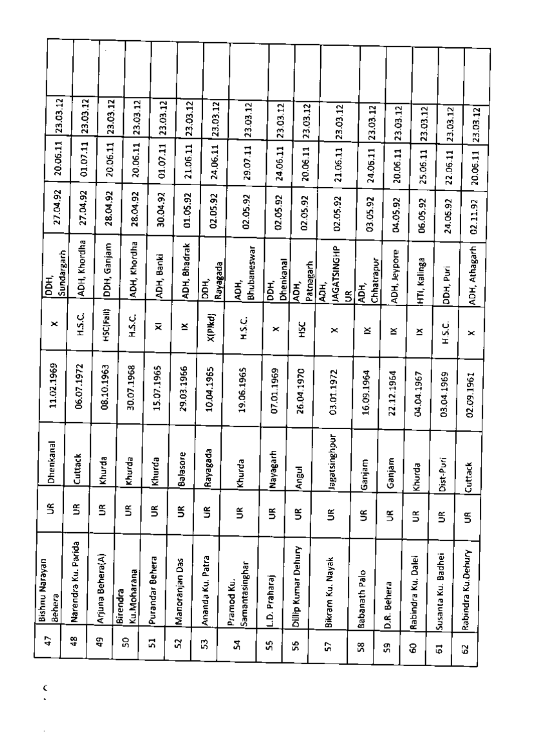| | | | | | | | | | | |
|---|---|---|---|---|---|---|---|---|---|---|
| 47 | Bishnu Narayan Behera | UR | Dhenkanal | 11.02.1969 | X | DDH, Sundargarh | 27.04.92 | 20.06.11 | 23.03.12 | |
| 48 | Narendra Ku. Parida | UR | Cuttack | 06.07.1972 | H.S.C. | ADH, Khordha | 27.04.92 | 01.07.11 | 23.03.12 | |
| 49 | Arjuna Behera(A) | UR | Khurda | 08.10.1963 | HSC(Fail) | DDH, Ganjam | 28.04.92 | 20.06.11 | 23.03.12 | |
| 50 | Birendra Ku.Moharana | UR | Khurda | 30.07.1968 | H.S.C. | ADH, Khordha | 28.04.92 | 20.06.11 | 23.03.12 | |
| 51 | Purandar Behera | UR | Khurda | 15.07.1965 | XI | ADH, Banki | 30.04.92 | 01.07.11 | 23.03.12 | |
| 52 | Manoranjan Das | UR | Balasore | 29.03.1966 | IX | ADH, Bhadrak | 01.05.92 | 21.06.11 | 23.03.12 | |
| 53 | Ananda Ku. Patra | UR | Rayagada | 10.04.1965 | X(Plkd) | DDH, Rayagada | 02.05.92 | 24.06.11 | 23.03.12 | |
| 54 | Pramod Ku. Samantasinghar | UR | Khurda | 19.06.1965 | H.S.C. | ADH, Bhubaneswar | 02.05.92 | 29.07.11 | 23.03.12 | |
| 55 | L.D. Praharaj | UR | Nayagarh | 07.01.1969 | X | DDH, Dhenkanal | 02.05.92 | 24.06.11 | 23.03.12 | |
| 56 | Dillip Kumar Dehury | UR | Angul | 26.04.1970 | HSC | ADH, Patnagarh | 02.05.92 | 20.06.11 | 23.03.12 | |
| 57 | Bikram Ku. Nayak | UR | Jagatsinghpur | 03.01.1972 | X | ADH, JAGATSINGHPUR | 02.05.92 | 21.06.11 | 23.03.12 | |
| 58 | Babanath Palo | UR | Ganjam | 16.09.1964 | IX | ADH, Chhatrapur | 03.05.92 | 24.06.11 | 23.03.12 | |
| 59 | D.R. Behera | UR | Ganjam | 22.12.1964 | IX | ADH, Jeypore | 04.05.92 | 20.06.11 | 23.03.12 | |
| 60 | Rabindra Ku. Dalei | UR | Khurda | 04.04.1967 | IX | HTI, Kalinga | 06.05.92 | 25.06.11 | 23.03.12 | |
| 61 | Susanta Ku. Badhei | UR | Dist-Puri | 03.04.1969 | H.S.C. | DDH, Puri | 24.06.92 | 22.06.11 | 23.03.12 | |
| 62 | Rabindra Ku.Dehury | UR | Cuttack | 02.09.1961 | X | ADH, Athagarh | 02.11.92 | 20.06.11 | 23.03.12 | |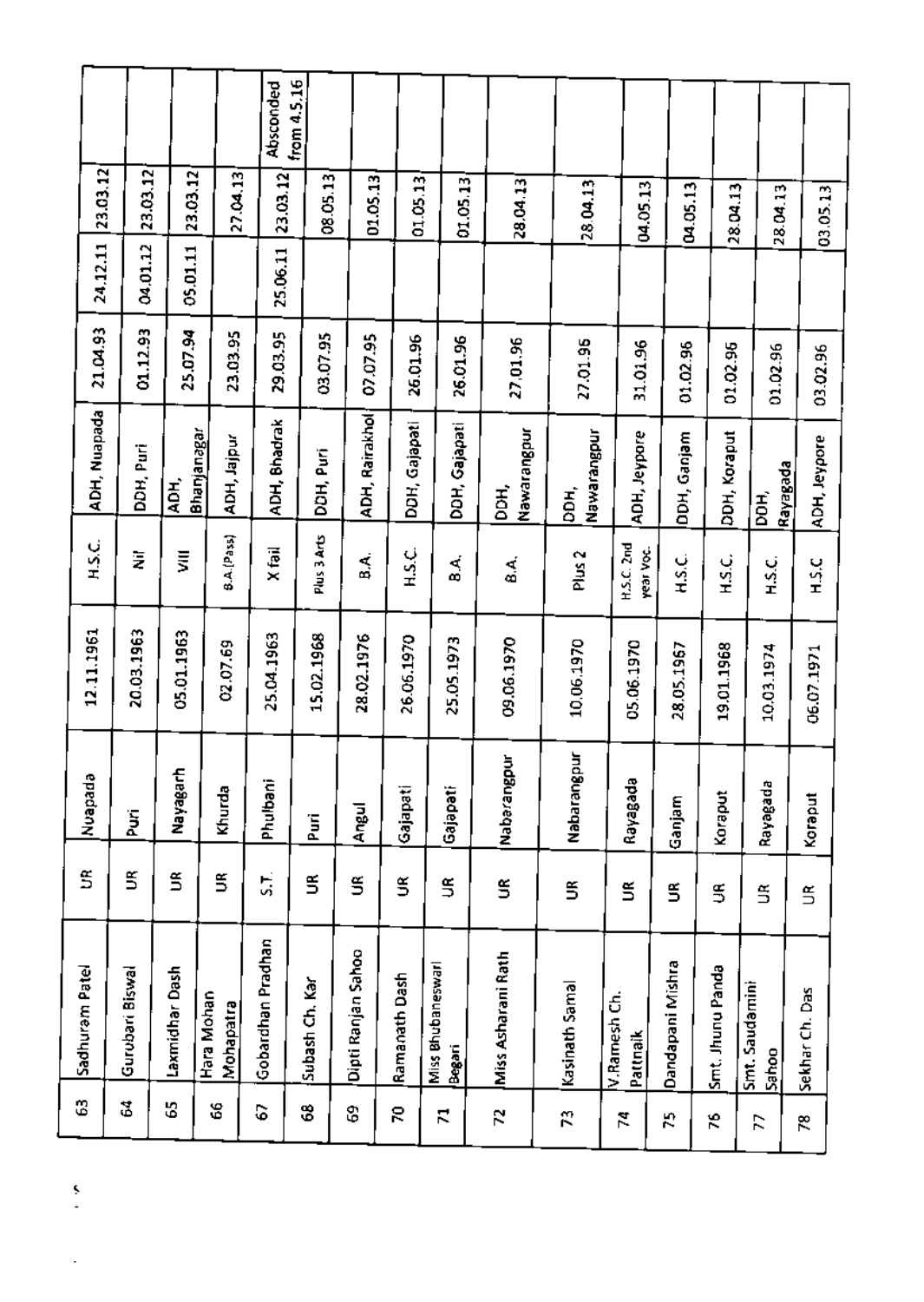| | | | | | | | | | | |
|---|---|---|---|---|---|---|---|---|---|---|
| 63 | Sadhuram Patel | UR | Nuapada | 12.11.1961 | H.S.C. | ADH, Nuapada | 21.04.93 | 24.12.11 | 23.03.12 | |
| 64 | Gurubari Biswal | UR | Puri | 20.03.1963 | Nil | DDH, Puri | 01.12.93 | 04.01.12 | 23.03.12 | |
| 65 | Laxmidhar Dash | UR | Nayagarh | 05.01.1963 | VIII | ADH, Bhanjanagar | 25.07.94 | 05.01.11 | 23.03.12 | |
| 66 | Hara Mohan Mohapatra | UR | Khurda | 02.07.69 | B.A.(Pass) | ADH, Jajpur | 23.03.95 | | 27.04.13 | |
| 67 | Gobardhan Pradhan | S.T. | Phulbani | 25.04.1963 | X fail | ADH, Bhadrak | 29.03.95 | 25.06.11 | 23.03.12 | Absconded from 4.5.16 |
| 68 | Subash Ch. Kar | UR | Puri | 15.02.1968 | Plus 3 Arts | DDH, Puri | 03.07.95 | | 08.05.13 | |
| 69 | Dipti Ranjan Sahoo | UR | Angul | 28.02.1976 | B.A. | ADH, Rairakhol | 07.07.95 | | 01.05.13 | |
| 70 | Ramanath Dash | UR | Gajapati | 26.06.1970 | H.S.C. | DDH, Gajapati | 26.01.96 | | 01.05.13 | |
| 71 | Miss Bhubaneswari Begari | UR | Gajapati | 25.05.1973 | B.A. | DDH, Gajapati | 26.01.96 | | 01.05.13 | |
| 72 | Miss Asharani Rath | UR | Nabarangpur | 09.06.1970 | B.A. | DDH, Nawarangpur | 27.01.96 | | 28.04.13 | |
| 73 | Kasinath Samal | UR | Nabarangpur | 10.06.1970 | Plus 2 | DDH, Nawarangpur | 27.01.96 | | 28.04.13 | |
| 74 | V.Ramesh Ch. Pattnaik | UR | Rayagada | 05.06.1970 | H.S.C. 2nd year Voc. | ADH, Jeypore | 31.01.96 | | 04.05.13 | |
| 75 | Dandapani Mishra | UR | Ganjam | 28.05.1967 | H.S.C. | DDH, Ganjam | 01.02.96 | | 04.05.13 | |
| 76 | Smt. Jhunu Panda | UR | Koraput | 19.01.1968 | H.S.C. | DDH, Koraput | 01.02.96 | | 28.04.13 | |
| 77 | Smt. Saudamini Sahoo | UR | Rayagada | 10.03.1974 | H.S.C. | DDH, Rayagada | 01.02.96 | | 28.04.13 | |
| 78 | Sekhar Ch. Das | UR | Koraput | 06.07.1971 | H.S.C | ADH, Jeypore | 03.02.96 | | 03.05.13 | |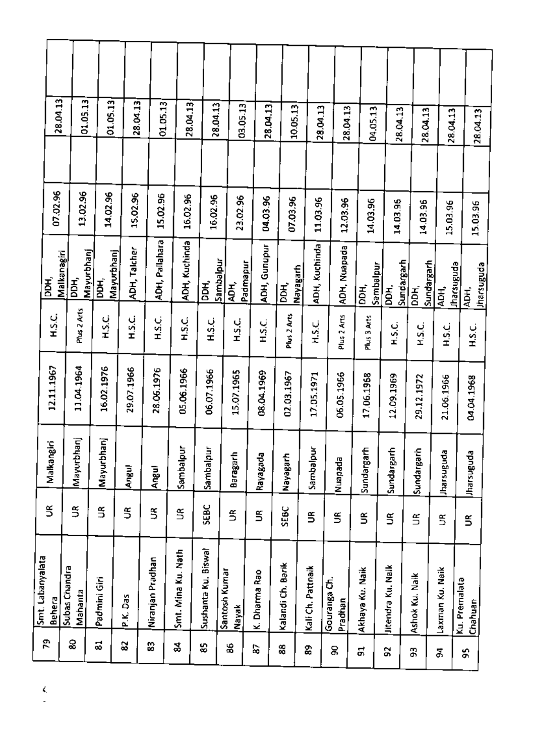| | | | | | | | | | | |
|---|---|---|---|---|---|---|---|---|---|---|
| 79 | Smt. Labanyalata Behera | UR | Malkangiri | 12.11.1967 | H.S.C. | DDH, Malkanagiri | 07.02.96 | | 28.04.13 | |
| 80 | Subas Chandra Mahanta | UR | Mayurbhanj | 11.04.1964 | Plus 2 Arts | DDH, Mayurbhanj | 13.02.96 | | 01.05.13 | |
| 81 | Padmini Giri | UR | Mayurbhanj | 16.02.1976 | H.S.C. | DDH, Mayurbhanj | 14.02.96 | | 01.05.13 | |
| 82 | P.K. Das | UR | Angul | 29.07.1966 | H.S.C. | ADH, Talcher | 15.02.96 | | 28.04.13 | |
| 83 | Niranjan Pradhan | UR | Angul | 28.06.1976 | H.S.C. | ADH, Pallahara | 15.02.96 | | 01.05.13 | |
| 84 | Smt. Mina Ku. Nath | UR | Sambalpur | 05.06.1966 | H.S.C. | ADH, Kuchinda | 16.02.96 | | 28.04.13 | |
| 85 | Sushanta Ku. Biswal | SEBC | Sambalpur | 06.07.1966 | H.S.C. | DDH, Sambalpur | 16.02.96 | | 28.04.13 | |
| 86 | Santosh Kumar Nayak | UR | Baragarh | 15.07.1965 | H.S.C. | ADH, Padmapur | 23.02.96 | | 03.05.13 | |
| 87 | K. Dharma Rao | UR | Rayagada | 08.04.1969 | H.S.C. | ADH, Gunupur | 04.03.96 | | 28.04.13 | |
| 88 | Kalandi Ch. Barik | SEBC | Nayagarh | 02.03.1967 | Plus 2 Arts | DDH, Nayagarh | 07.03.96 | | 10.05.13 | |
| 89 | Kali Ch. Pattnaik | UR | Sambalpur | 17.05.1971 | H.S.C. | ADH, Kuchinda | 11.03.96 | | 28.04.13 | |
| 90 | Gouranga Ch. Pradhan | UR | Nuapada | 06.05.1966 | Plus 2 Arts | ADH, Nuapada | 12.03.96 | | 28.04.13 | |
| 91 | Akhaya Ku. Naik | UR | Sundargarh | 17.06.1968 | Plus 3 Arts | DDH, Sambalpur | 14.03.96 | | 04.05.13 | |
| 92 | Jitendra Ku. Naik | UR | Sundargarh | 12.09.1969 | H.S.C. | DDH, Sundargarh | 14.03.96 | | 28.04.13 | |
| 93 | Ashok Ku. Naik | UR | Sundargarh | 29.12.1972 | H.S.C. | DDH, Sundargarh | 14.03.96 | | 28.04.13 | |
| 94 | Laxman Ku. Naik | UR | Jharsuguda | 21.06.1966 | H.S.C. | ADH, Jharsuguda | 15.03.96 | | 28.04.13 | |
| 95 | Ku. Premalata Chahuan | UR | Jharsuguda | 04.04.1968 | H.S.C. | ADH, Jharsuguda | 15.03.96 | | 28.04.13 | |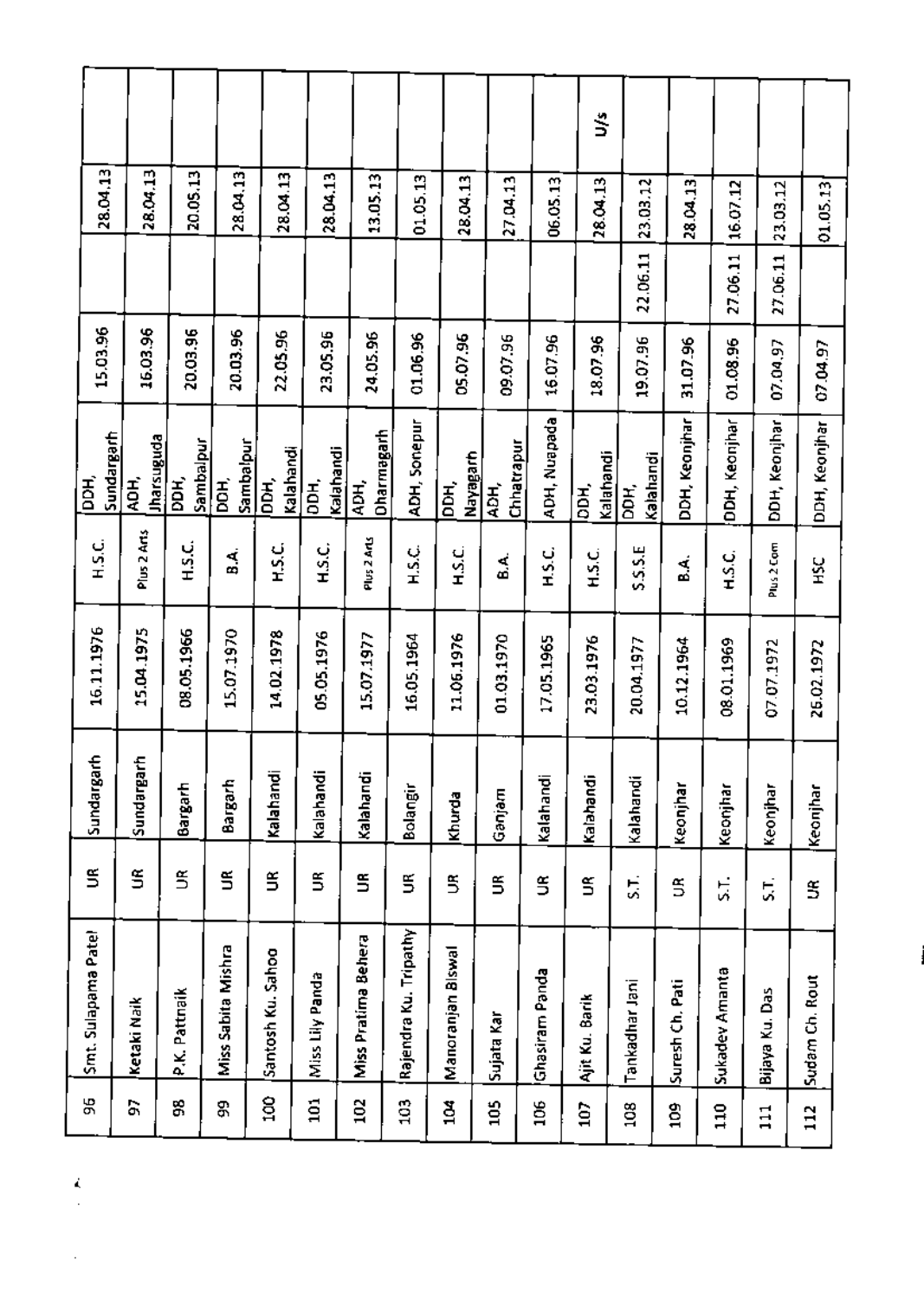| | | | | | | | | | | |
|---|---|---|---|---|---|---|---|---|---|---|
| 96 | Smt. Sulapama Patel | UR | Sundargarh | 16.11.1976 | H.S.C. | DDH, Sundargarh | 15.03.96 | | 28.04.13 | |
| 97 | Ketaki Naik | UR | Sundargarh | 15.04.1975 | Plus 2 Arts | ADH, Jharsuguda | 16.03.96 | | 28.04.13 | |
| 98 | P.K. Pattnaik | UR | Bargarh | 08.05.1966 | H.S.C. | DDH, Sambalpur | 20.03.96 | | 20.05.13 | |
| 99 | Miss Sabita Mishra | UR | Bargarh | 15.07.1970 | B.A. | DDH, Sambalpur | 20.03.96 | | 28.04.13 | |
| 100 | Santosh Ku. Sahoo | UR | Kalahandi | 14.02.1978 | H.S.C. | DDH, Kalahandi | 22.05.96 | | 28.04.13 | |
| 101 | Miss Lily Panda | UR | Kalahandi | 05.05.1976 | H.S.C. | DDH, Kalahandi | 23.05.96 | | 28.04.13 | |
| 102 | Miss Pratima Behera | UR | Kalahandi | 15.07.1977 | Plus 2 Arts | ADH, Dharmagarh | 24.05.96 | | 13.05.13 | |
| 103 | Rajendra Ku. Tripathy | UR | Bolangir | 16.05.1964 | H.S.C. | ADH, Sonepur | 01.06.96 | | 01.05.13 | |
| 104 | Manoranjan Biswal | UR | Khurda | 11.06.1976 | H.S.C. | DDH, Nayagarh | 05.07.96 | | 28.04.13 | |
| 105 | Sujata Kar | UR | Ganjam | 01.03.1970 | B.A. | ADH, Chhatrapur | 09.07.96 | | 27.04.13 | |
| 106 | Ghasiram Panda | UR | Kalahandi | 17.05.1965 | H.S.C. | ADH, Nuapada | 16.07.96 | | 06.05.13 | |
| 107 | Ajit Ku. Barik | UR | Kalahandi | 23.03.1976 | H.S.C. | DDH, Kalahandi | 18.07.96 | | 28.04.13 | U/s |
| 108 | Tankadhar Jani | S.T. | Kalahandi | 20.04.1977 | S.S.S.E | DDH, Kalahandi | 19.07.96 | 22.06.11 | 23.03.12 | |
| 109 | Suresh Ch. Pati | UR | Keonjhar | 10.12.1964 | B.A. | DDH, Keonjhar | 31.07.96 | | 28.04.13 | |
| 110 | Sukadev Amanta | S.T. | Keonjhar | 08.01.1969 | H.S.C. | DDH, Keonjhar | 01.08.96 | 27.06.11 | 16.07.12 | |
| 111 | Bijaya Ku. Das | S.T. | Keonjhar | 07.07.1972 | Plus 2 Com | DDH, Keonjhar | 07.04.97 | 27.06.11 | 23.03.12 | |
| 112 | Sudam Ch. Rout | UR | Keonjhar | 26.02.1972 | HSC | DDH, Keonjhar | 07.04.97 | | 01.05.13 | |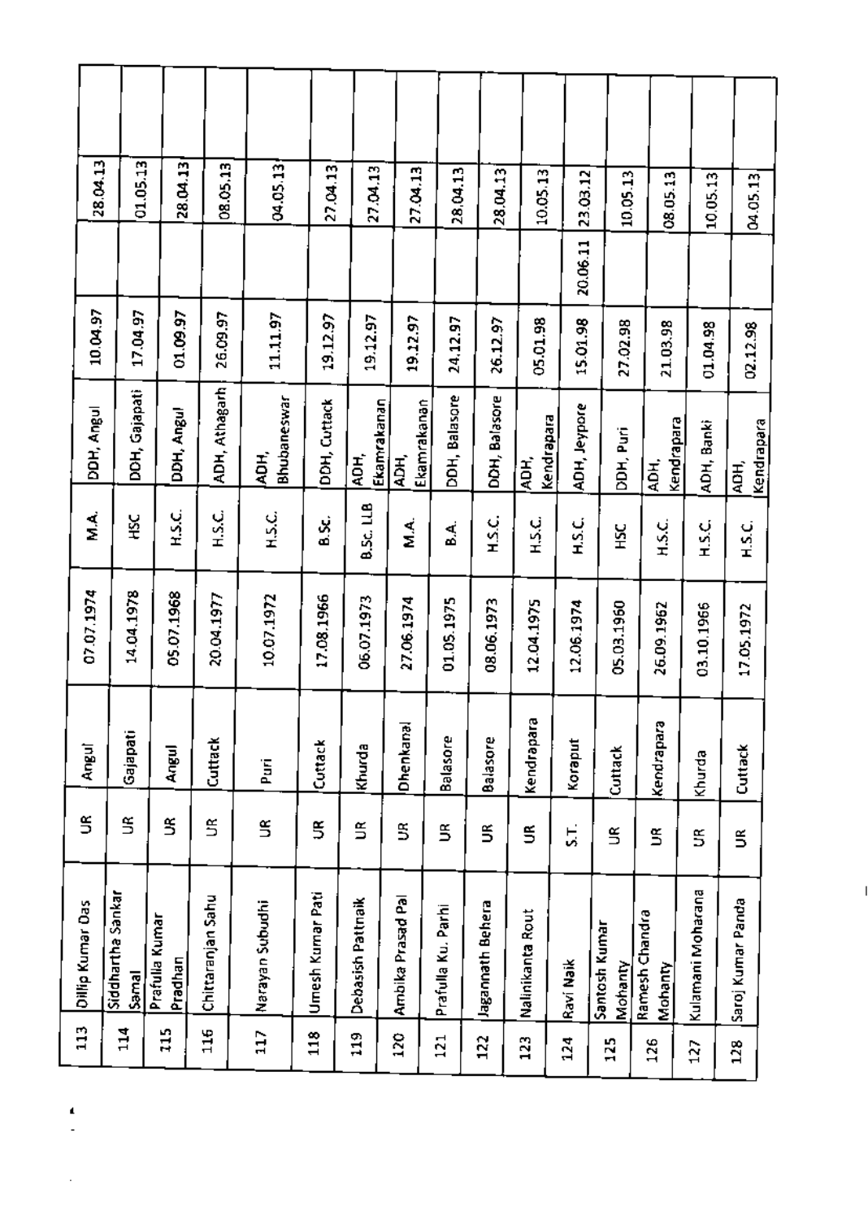| | | | | | | | | | | |
|---|---|---|---|---|---|---|---|---|---|---|
| 113 | Dillip Kumar Das | UR | Angul | 07.07.1974 | M.A. | DDH, Angul | 10.04.97 | | 28.04.13 | |
| 114 | Siddhartha Sankar Samal | UR | Gajapati | 14.04.1978 | HSC | DDH, Gajapati | 17.04.97 | | 01.05.13 | |
| 115 | Prafulla Kumar Pradhan | UR | Angul | 05.07.1968 | H.S.C. | DDH, Angul | 01.09.97 | | 28.04.13 | |
| 116 | Chittaranjan Sahu | UR | Cuttack | 20.04.1977 | H.S.C. | ADH, Athagarh | 26.09.97 | | 08.05.13 | |
| 117 | Narayan Subudhi | UR | Puri | 10.07.1972 | H.S.C. | ADH, Bhubaneswar | 11.11.97 | | 04.05.13 | |
| 118 | Umesh Kumar Pati | UR | Cuttack | 17.08.1966 | B.Sc. | DDH, Cuttack | 19.12.97 | | 27.04.13 | |
| 119 | Debasish Pattnaik | UR | Khurda | 06.07.1973 | B.Sc. LLB | ADH, Ekamrakanan | 19.12.97 | | 27.04.13 | |
| 120 | Ambika Prasad Pal | UR | Dhenkanal | 27.06.1974 | M.A. | ADH, Ekamrakanan | 19.12.97 | | 27.04.13 | |
| 121 | Prafulla Ku. Parhi | UR | Balasore | 01.05.1975 | B.A. | DDH, Balasore | 24.12.97 | | 28.04.13 | |
| 122 | Jagannath Behera | UR | Balasore | 08.06.1973 | H.S.C. | DDH, Balasore | 26.12.97 | | 28.04.13 | |
| 123 | Nalinikanta Rout | UR | Kendrapara | 12.04.1975 | H.S.C. | ADH, Kendrapara | 05.01.98 | | 10.05.13 | |
| 124 | Ravi Naik | S.T. | Koraput | 12.06.1974 | H.S.C. | ADH, Jeypore | 15.01.98 | 20.06.11 | 23.03.12 | |
| 125 | Santosh Kumar Mohanty | UR | Cuttack | 05.03.1960 | HSC | DDH, Puri | 27.02.98 | | 10.05.13 | |
| 126 | Ramesh Chandra Mohanty | UR | Kendrapara | 26.09.1962 | H.S.C. | ADH, Kendrapara | 21.03.98 | | 08.05.13 | |
| 127 | Kulamani Moharana | UR | Khurda | 03.10.1966 | H.S.C. | ADH, Banki | 01.04.98 | | 10.05.13 | |
| 128 | Saroj Kumar Panda | UR | Cuttack | 17.05.1972 | H.S.C. | ADH, Kendrapara | 02.12.98 | | 04.05.13 | |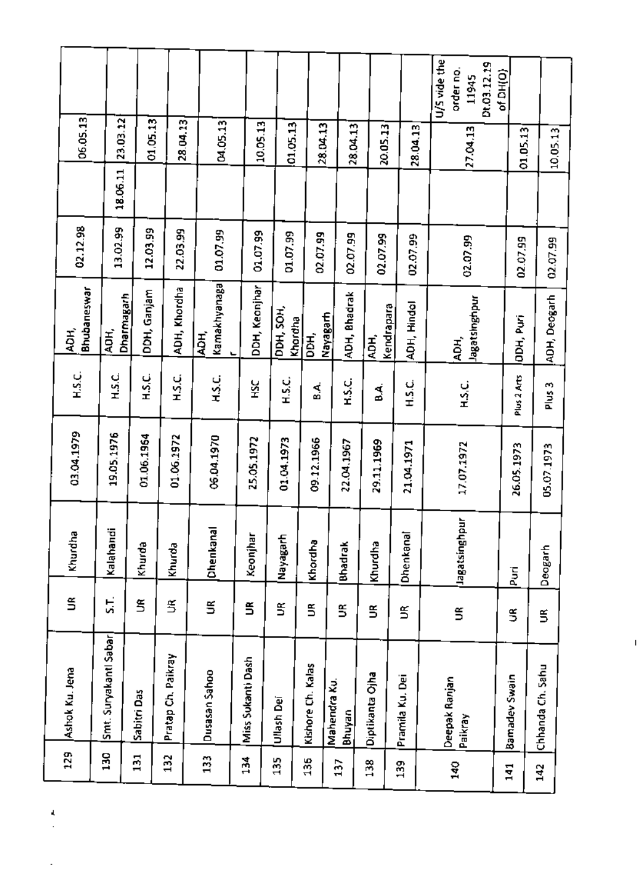| | | | | | | | | | | |
|---|---|---|---|---|---|---|---|---|---|---|
| 129 | Ashok Ku. Jena | UR | Khurdha | 03.04.1979 | H.S.C. | ADH, Bhubaneswar | 02.12.98 | | 06.05.13 | |
| 130 | Smt. Suryakanti Sabar | S.T. | Kalahandi | 19.05.1976 | H.S.C. | ADH, Dharmagarh | 13.02.99 | 18.06.11 | 23.03.12 | |
| 131 | Sabitri Das | UR | Khurda | 01.06.1964 | H.S.C. | DDH, Ganjam | 12.03.99 | | 01.05.13 | |
| 132 | Pratap Ch. Paikray | UR | Khurda | 01.06.1972 | H.S.C. | ADH, Khordha | 22.03.99 | | 28.04.13 | |
| 133 | Dusasan Sahoo | UR | Dhenkanal | 06.04.1970 | H.S.C. | ADH, Kamakhyanagar | 01.07.99 | | 04.05.13 | |
| 134 | Miss Sukanti Dash | UR | Keonjhar | 25.05.1972 | HSC | DDH, Keonjhar | 01.07.99 | | 10.05.13 | |
| 135 | Ullash Dei | UR | Nayagarh | 01.04.1973 | H.S.C. | DDH, SOH, Khordha | 01.07.99 | | 01.05.13 | |
| 136 | Kishore Ch. Kalas | UR | Khordha | 09.12.1966 | B.A. | DDH, Nayagarh | 02.07.99 | | 28.04.13 | |
| 137 | Mahendra Ku. Bhuyan | UR | Bhadrak | 22.04.1967 | H.S.C. | ADH, Bhadrak | 02.07.99 | | 28.04.13 | |
| 138 | Diptikanta Ojha | UR | Khurdha | 29.11.1969 | B.A. | ADH, Kendrapara | 02.07.99 | | 20.05.13 | |
| 139 | Pramila Ku. Dei | UR | Dhenkanal | 21.04.1971 | H.S.C. | ADH, Hindol | 02.07.99 | | 28.04.13 | |
| 140 | Deepak Ranjan Paikray | UR | Jagatsinghpur | 17.07.1972 | H.S.C. | ADH, Jagatsinghpur | 02.07.99 | | 27.04.13 | U/S vide the order no. 11945 Dt.03.12.19 of DH(O) |
| 141 | Bamadev Swain | UR | Puri | 26.05.1973 | Plus 2 Arts | DDH, Puri | 02.07.99 | | 01.05.13 | |
| 142 | Chhanda Ch. Sahu | UR | Deogarh | 05.07.1973 | Plus 3 | ADH, Deogarh | 02.07.99 | | 10.05.13 | |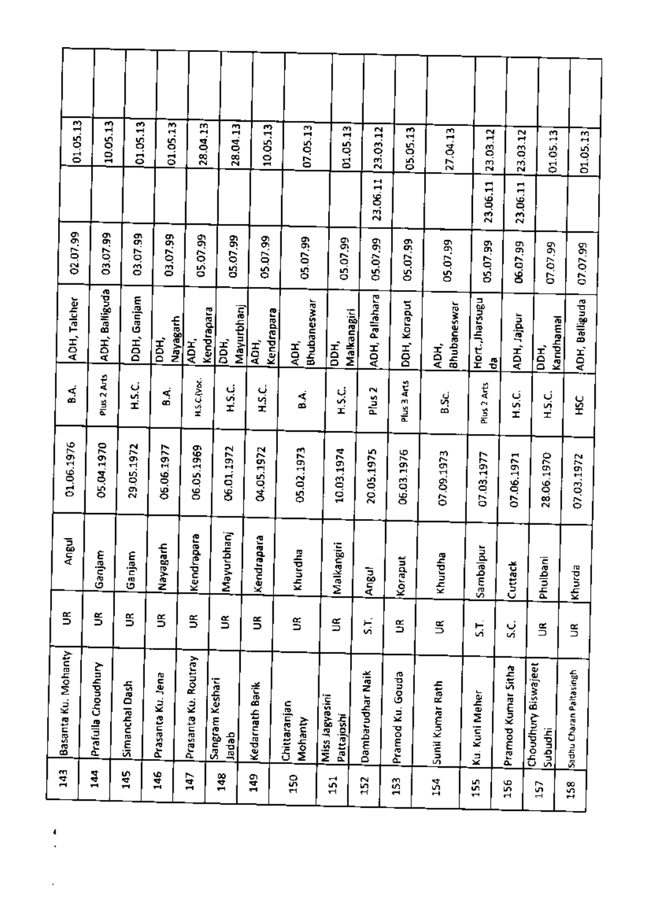| | | | | | | | | | | |
|---|---|---|---|---|---|---|---|---|---|---|
| 143 | Basanta Ku. Mohanty | UR | Angul | 01.06.1976 | B.A. | ADH, Talcher | 02.07.99 | | 01.05.13 | |
| 144 | Prafulla Choudhury | UR | Ganjam | 05.04.1970 | Plus 2 Arts | ADH, Balliguda | 03.07.99 | | 10.05.13 | |
| 145 | Simanchal Dash | UR | Ganjam | 29.05.1972 | H.S.C. | DDH, Ganjam | 03.07.99 | | 01.05.13 | |
| 146 | Prasanta Ku. Jena | UR | Nayagarh | 06.06.1977 | B.A. | DDH, Nayagarh | 03.07.99 | | 01.05.13 | |
| 147 | Prasanta Ku. Routray | UR | Kendrapara | 06.05.1969 | H.S.C.(Voc. | ADH, Kendrapara | 05.07.99 | | 28.04.13 | |
| 148 | Sangram Keshari Jadab | UR | Mayurbhanj | 06.01.1972 | H.S.C. | DDH, Mayurbhanj | 05.07.99 | | 28.04.13 | |
| 149 | Kedarnath Barik | UR | Kendrapara | 04.05.1972 | H.S.C. | ADH, Kendrapara | 05.07.99 | | 10.05.13 | |
| 150 | Chittaranjan Mohanty | UR | Khurdha | 05.02.1973 | B.A. | ADH, Bhubaneswar | 05.07.99 | | 07.05.13 | |
| 151 | Miss Jagyasini Pattajoshi | UR | Malkangiri | 10.03.1974 | H.S.C. | DDH, Malkanagiri | 05.07.99 | | 01.05.13 | |
| 152 | Dambarudhar Naik | S.T. | Angul | 20.05.1975 | Plus 2 | ADH, Pallahara | 05.07.99 | 23.06.11 | 23.03.12 | |
| 153 | Pramod Ku. Gouda | UR | Koraput | 06.03.1976 | Plus 3 Arts | DDH, Koraput | 05.07.99 | | 05.05.13 | |
| 154 | Sunil Kumar Rath | UR | Khurdha | 07.09.1973 | B.Sc. | ADH, Bhubaneswar | 05.07.99 | | 27.04.13 | |
| 155 | Ku. Kuni Meher | S.T. | Sambalpur | 07.03.1977 | Plus 2 Arts | Hort.,Jharsuguda | 05.07.99 | 23.06.11 | 23.03.12 | |
| 156 | Pramod Kumar Sitha | S.C. | Cuttack | 07.06.1971 | H.S.C. | ADH, Jajpur | 06.07.99 | 23.06.11 | 23.03.12 | |
| 157 | Choudhury Biswajeet Subudhi | UR | Phulbani | 28.06.1970 | H.S.C. | DDH, Kandhamal | 07.07.99 | | 01.05.13 | |
| 158 | Sadhu Charan Paltasingh | UR | Khurda | 07.03.1972 | HSC | ADH, Balliguda | 07.07.99 | | 01.05.13 | |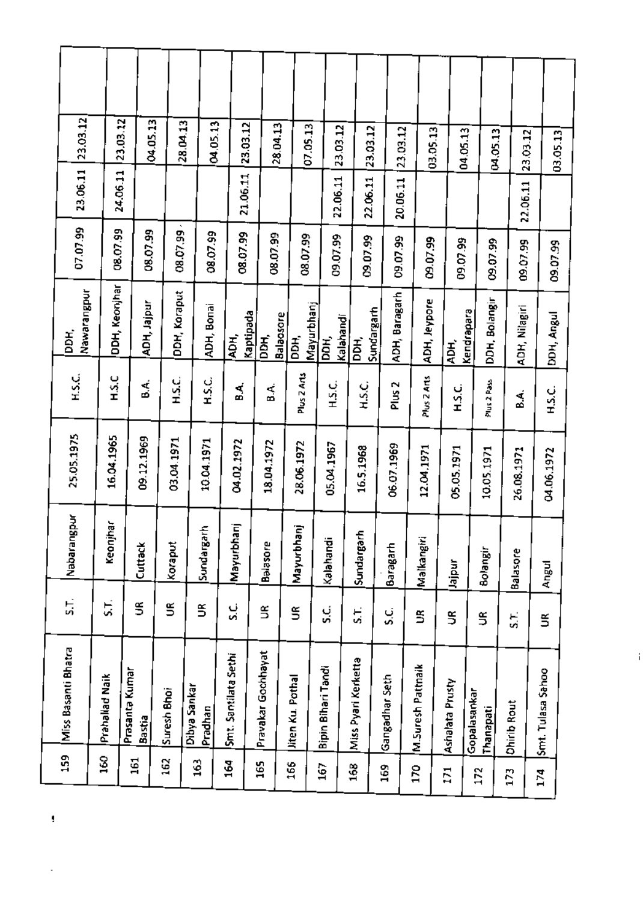| | | | | | | | | | | |
|---|---|---|---|---|---|---|---|---|---|---|
| 159 | Miss Basanti Bhatra | S.T. | Nabarangpur | 25.05.1975 | H.S.C. | DDH, Nawarangpur | 07.07.99 | 23.06.11 | 23.03.12 | |
| 160 | Prahallad Naik | S.T. | Keonjhar | 16.04.1965 | H.S.C | DDH, Keonjhar | 08.07.99 | 24.06.11 | 23.03.12 | |
| 161 | Prasanta Kumar Bastia | UR | Cuttack | 09.12.1969 | B.A. | ADH, Jajpur | 08.07.99 | | 04.05.13 | |
| 162 | Suresh Bhoi | UR | Koraput | 03.04.1971 | H.S.C. | DDH, Koraput | 08.07.99 | | 28.04.13 | |
| 163 | Dibya Sankar Pradhan | UR | Sundargarh | 10.04.1971 | H.S.C. | ADH, Bonai | 08.07.99 | | 04.05.13 | |
| 164 | Smt. Santilata Sethi | S.C. | Mayurbhanj | 04.02.1972 | B.A. | ADH, Kaptipada | 08.07.99 | 21.06.11 | 23.03.12 | |
| 165 | Pravakar Gochhayat | UR | Balasore | 18.04.1972 | B.A. | DDH, Balasore | 08.07.99 | | 28.04.13 | |
| 166 | Jiten Ku. Pothal | UR | Mayurbhanj | 28.06.1972 | Plus 2 Arts | DDH, Mayurbhanj | 08.07.99 | | 07.05.13 | |
| 167 | Bipin Bihari Tandi | S.C. | Kalahandi | 05.04.1967 | H.S.C. | DDH, Kalahandi | 09.07.99 | 22.06.11 | 23.03.12 | |
| 168 | Miss Pyari Kerketta | S.T. | Sundargarh | 16.5.1968 | H.S.C. | DDH, Sundargarh | 09.07.99 | 22.06.11 | 23.03.12 | |
| 169 | Gangadhar Seth | S.C. | Baragarh | 06.07.1969 | Plus 2 | ADH, Baragarh | 09.07.99 | 20.06.11 | 23.03.12 | |
| 170 | M.Suresh Pattnaik | UR | Malkangiri | 12.04.1971 | Plus 2 Arts | ADH, Jeypore | 09.07.99 | | 03.05.13 | |
| 171 | Ashalata Prusty | UR | Jajpur | 05.05.1971 | H.S.C. | ADH, Kendrapara | 09.07.99 | | 04.05.13 | |
| 172 | Gopalasankar Thanapati | UR | Bolangir | 10.05.1971 | Plus 2 Pass | DDH, Bolangir | 09.07.99 | | 04.05.13 | |
| 173 | Dhirib Rout | S.T. | Balasore | 26.08.1971 | B.A. | ADH, Nilagiri | 09.07.99 | 22.06.11 | 23.03.12 | |
| 174 | Smt. Tulasa Sahoo | UR | Angul | 04.06.1972 | H.S.C. | DDH, Angul | 09.07.99 | | 03.05.13 | |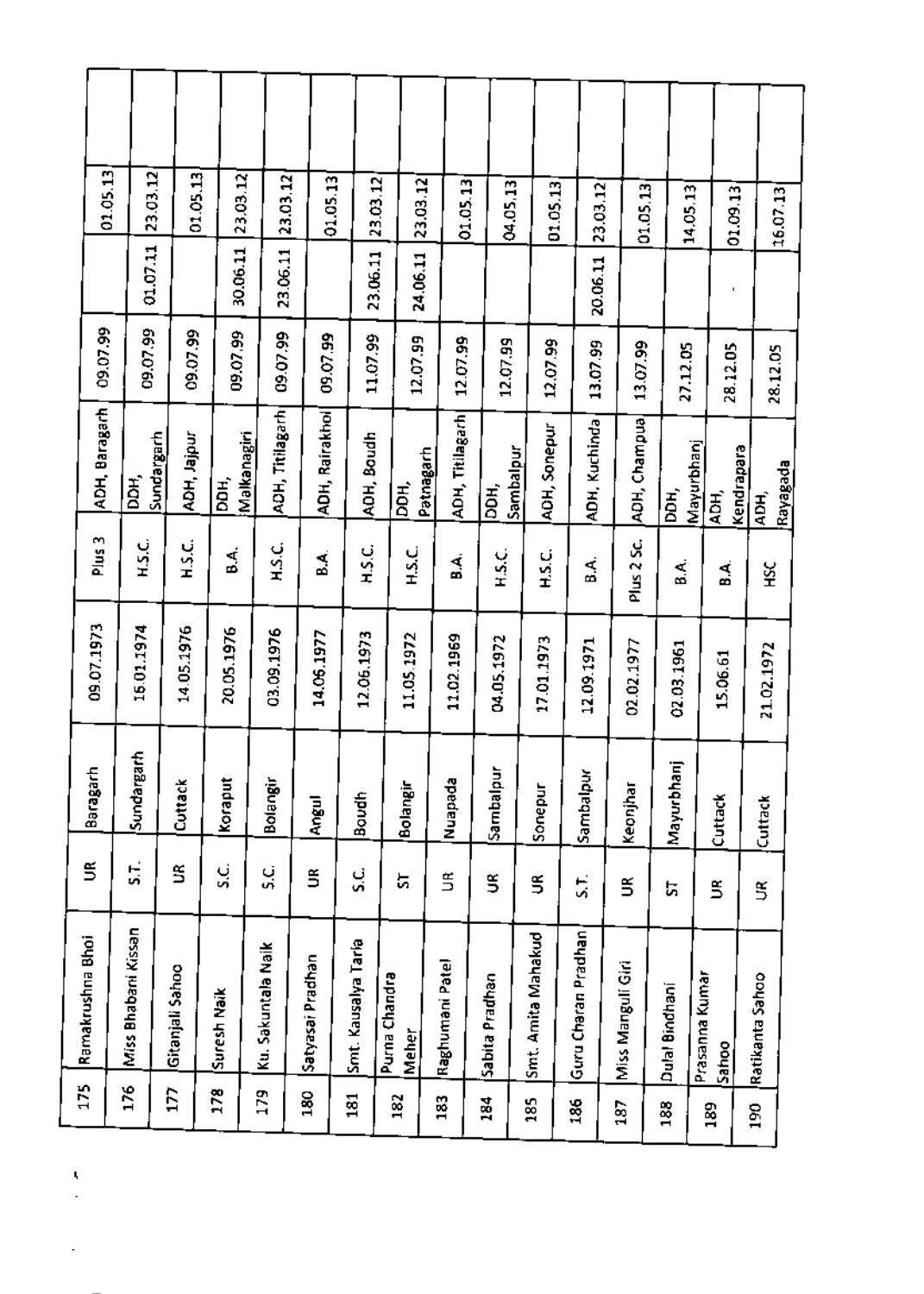| | | | | | | | | | | |
|---|---|---|---|---|---|---|---|---|---|---|
| 175 | Ramakrushna Bhoi | UR | Baragarh | 09.07.1973 | Plus 3 | ADH, Baragarh | 09.07.99 | | 01.05.13 | |
| 176 | Miss Bhabani Kissan | S.T. | Sundargarh | 16.01.1974 | H.S.C. | DDH, Sundargarh | 09.07.99 | 01.07.11 | 23.03.12 | |
| 177 | Gitanjali Sahoo | UR | Cuttack | 14.05.1976 | H.S.C. | ADH, Jajpur | 09.07.99 | | 01.05.13 | |
| 178 | Suresh Naik | S.C. | Koraput | 20.05.1976 | B.A. | DDH, Malkanagiri | 09.07.99 | 30.06.11 | 23.03.12 | |
| 179 | Ku. Sakuntala Naik | S.C. | Bolangir | 03.09.1976 | H.S.C. | ADH, Titilagarh | 09.07.99 | 23.06.11 | 23.03.12 | |
| 180 | Satyasai Pradhan | UR | Angul | 14.06.1977 | B.A. | ADH, Rairakhol | 09.07.99 | | 01.05.13 | |
| 181 | Smt. Kausalya Taria | S.C. | Boudh | 12.06.1973 | H.S.C. | ADH, Boudh | 11.07.99 | 23.06.11 | 23.03.12 | |
| 182 | Purna Chandra Meher | ST | Bolangir | 11.05.1972 | H.S.C. | DDH, Patnagarh | 12.07.99 | 24.06.11 | 23.03.12 | |
| 183 | Raghumani Patel | UR | Nuapada | 11.02.1969 | B.A. | ADH, Titilagarh | 12.07.99 | | 01.05.13 | |
| 184 | Sabita Pradhan | UR | Sambalpur | 04.05.1972 | H.S.C. | DDH, Sambalpur | 12.07.99 | | 04.05.13 | |
| 185 | Smt. Anita Mahakud | UR | Sonepur | 17.01.1973 | H.S.C. | ADH, Sonepur | 12.07.99 | | 01.05.13 | |
| 186 | Guru Charan Pradhan | S.T. | Sambalpur | 12.09.1971 | B.A. | ADH, Kuchinda | 13.07.99 | 20.06.11 | 23.03.12 | |
| 187 | Miss Manguli Giri | UR | Keonjhar | 02.02.1977 | Plus 2 Sc. | ADH, Champua | 13.07.99 | | 01.05.13 | |
| 188 | Dulal Bindhani | ST | Mayurbhanj | 02.03.1961 | B.A. | DDH, Mayurbhanj | 27.12.05 | | 14.05.13 | |
| 189 | Prasanna Kumar Sahoo | UR | Cuttack | 15.06.61 | B.A. | ADH, Kendrapara | 28.12.05 | - | 01.09.13 | |
| 190 | Ratikanta Sahoo | UR | Cuttack | 21.02.1972 | HSC | ADH, Rayagada | 28.12.05 | | 16.07.13 | |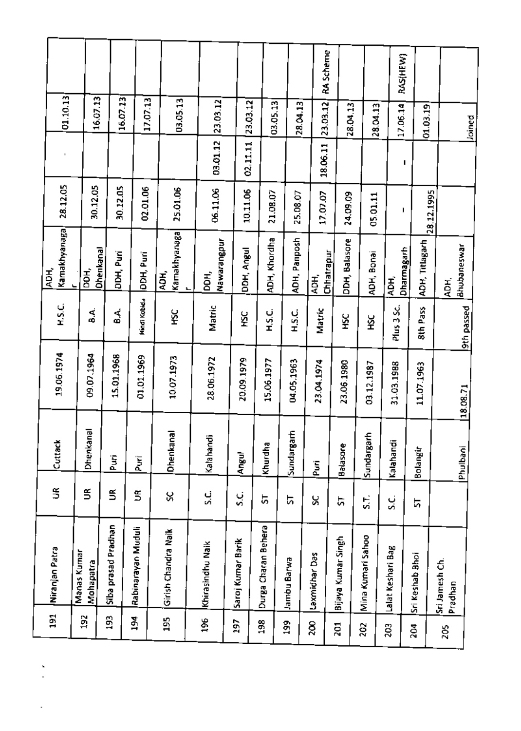| | | | | | | | | | | |
|---|---|---|---|---|---|---|---|---|---|---|
| 191 | Niranjan Patra | UR | Cuttack | 19.06.1974 | H.S.C. | ADH, Kamakhyanagar | 28.12.05 | - | 01.10.13 | |
| 192 | Manas Kumar Mohapatra | UR | Dhenkanal | 09.07.1964 | B.A. | DDH, Dhenkanal | 30.12.05 | | 16.07.13 | |
| 193 | Siba prasad Pradhan | UR | Puri | 15.01.1968 | B.A. | DDH, Puri | 30.12.05 | | 16.07.13 | |
| 194 | Rabinarayan Muduli | UR | Puri | 01.01.1969 | Hindi Kobida | DDH, Puri | 02.01.06 | | 17.07.13 | |
| 195 | Girish Chandra Naik | SC | Dhenkanal | 10.07.1973 | HSC | ADH, Kamakhyanagar | 25.01.06 | | 03.05.13 | |
| 196 | Khirasindhu Naik | S.C. | Kalahandi | 28.06.1972 | Matric | DDH, Nawarangpur | 06.11.06 | 03.01.12 | 23.03.12 | |
| 197 | Saroj Kumar Barik | S.C. | Angul | 20.09.1979 | HSC | DDH, Angul | 10.11.06 | 02.11.11 | 23.03.12 | |
| 198 | Durga Charan Behera | ST | Khurdha | 15.06.1977 | H.S.C. | ADH, Khordha | 21.08.07 | | 03.05.13 | |
| 199 | Jambu Barwa | ST | Sundargarh | 04.05.1963 | H.S.C. | ADH, Panposh | 25.08.07 | | 28.04.13 | |
| 200 | Laxmidhar Das | SC | Puri | 23.04.1974 | Matric | ADH, Chhatrapur | 17.07.07 | 18.06.11 | 23.03.12 | RA Scheme |
| 201 | Bijaya Kumar Singh | ST | Balasore | 23.06.1980 | HSC | DDH, Balasore | 24.09.09 | | 28.04.13 | |
| 202 | Mina Kumari Sahoo | S.T. | Sundargarh | 03.12.1987 | HSC | ADH, Bonai | 05.01.11 | | 28.04.13 | |
| 203 | Lalat Keshari Bag | S.C. | Kalahandi | 31.03.1988 | Plus 3 Sc. | ADH, Dharmagarh | - | - | 17.06.14 | RAS(HEW) |
| 204 | Sri Keshab Bhoi | ST | Bolangir | 11.07.1963 | 8th Pass | ADH, Titlagarh | 28.12.1995 | | 01.03.19 | |
| 205 | Sri Jamesh Ch. Pradhan | | Phulbani | 18.08.71 | 9th passed | ADH, Bhubaneswar | | | Joined | |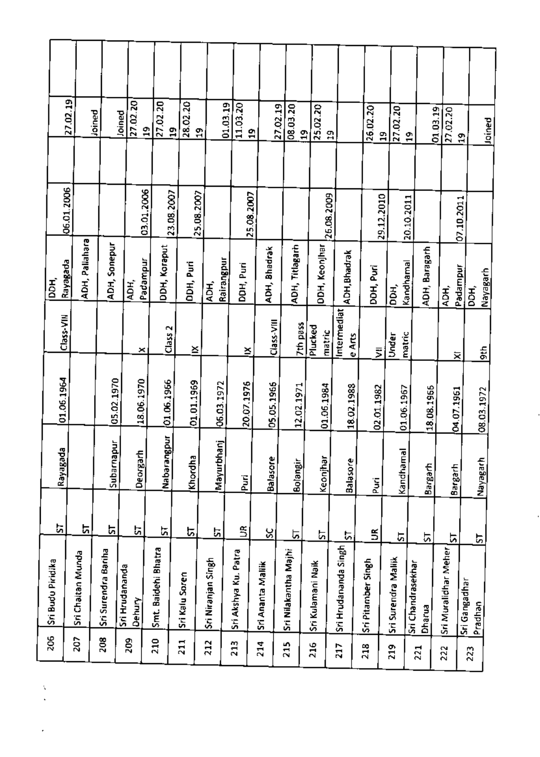| | | | | | | | | | | |
|---|---|---|---|---|---|---|---|---|---|---|
| 206 | Sri Budu Piridika | ST | Rayagada | 01.06.1964 | Class-VIII | DDH, Rayagada | 06.01.2006 | | 27.02.19 | |
| 207 | Sri Chaitan Munda | ST | | | | ADH, Pallahara | | | Joined | |
| 208 | Sri Surendra Bariha | ST | Subarnapur | 05.02.1970 | | ADH, Sonepur | | | Joined | |
| 209 | Sri Hrudananda Dehury | ST | Deogarh | 18.06.1970 | X | ADH, Padampur | 03.01.2006 | | 27.02.2019 | |
| 210 | Smt. Baidehi Bhatra | ST | Nabarangpur | 01.06.1966 | Class 2 | DDH, Koraput | 23.08.2007 | | 27.02.2019 | |
| 211 | Sri Kalu Soren | ST | Khordha | 01.01.1969 | IX | DDH, Puri | 25.08.2007 | | 28.02.2019 | |
| 212 | Sri Niranjan Singh | ST | Mayurbhanj | 06.03.1972 | | ADH, Rairangpur | | | 01.03.19 | |
| 213 | Sri Akshya Ku. Patra | UR | Puri | 20.07.1976 | IX | DDH, Puri | 25.08.2007 | | 11.03.2019 | |
| 214 | Sri Ananta Mallik | SC | Balasore | 05.05.1966 | Class-VIII | ADH, Bhadrak | | | 27.02.19 | |
| 215 | Sri Nilakantha Majhi | ST | Bolangir | 12.02.1971 | 7th pass | ADH, Titlagarh | | | 08.03.2019 | |
| 216 | Sri Kulamani Naik | ST | Keonjhar | 01.06.1984 | Plucked matric | DDH, Keonjhar | 26.08.2009 | | 25.02.2019 | |
| 217 | Sri Hrudananda Singh | ST | Balasore | 18.02.1988 | Intermediate Arts | ADH,Bhadrak | | | | |
| 218 | Sri Pitamber Singh | UR | Puri | 02.01.1982 | VII | DDH, Puri | 29.12.2010 | | 26.02.2019 | |
| 219 | Sri Surendra Mallik | ST | Kandhamal | 01.06.1967 | Under matric | DDH, Kandhamal | 20.10.2011 | | 27.02.2019 | |
| 221 | Sri Chandrasekhar Dharua | ST | Bargarh | 18.08.1966 | | ADH, Baragarh | | | 01.03.19 | |
| 222 | Sri Muralidhar Meher | ST | Bargarh | 04.07.1961 | XI | ADH, Padampur | 07.10.2011 | | 27.02.2019 | |
| 223 | Sri Gangadhar Pradhan | ST | Nayagarh | 08.03.1972 | 9th | DDH, Nayagarh | | | Joined | |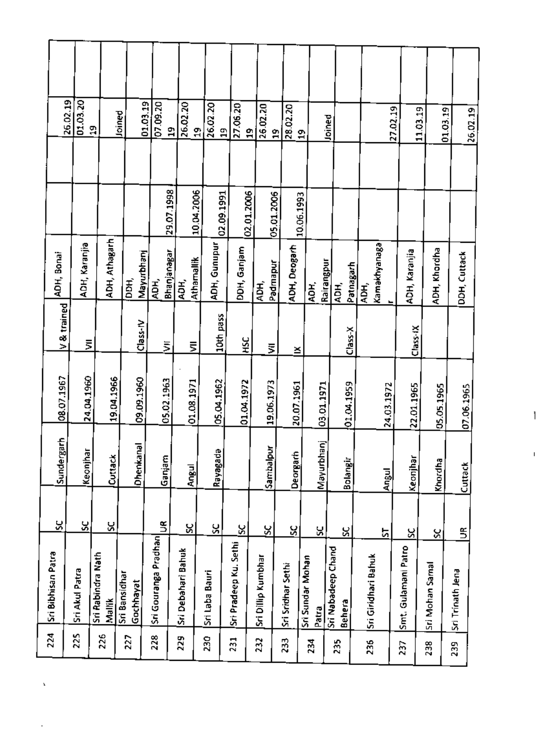| | | | | | | | | | | |
|---|---|---|---|---|---|---|---|---|---|---|
| 224 | Sri Bibhisan Patra | SC | Sundergarh | 08.07.1967 | V & trained | ADH, Bonai | | | 26.02.19 | |
| 225 | Sri Akul Patra | SC | Keonjhar | 24.04.1960 | VII | ADH, Karanjia | | | 01.03.2019 | |
| 226 | Sri Rabindra Nath Mallik | SC | Cuttack | 19.04.1966 | | ADH, Athagarh | | | Joined | |
| 227 | Sri Bansidhar Gochhayat | | Dhenkanal | 09.09.1960 | Class-IV | DDH, Mayurbhanj | | | 01.03.19 | |
| 228 | Sri Gouranga Pradhan | UR | Ganjam | 05.02.1963 | VII | ADH, Bhanjanagar | 29.07.1998 | | 07.09.2019 | |
| 229 | Sri Debahari Bahuk | SC | Angul | 01.08.1971 | VII | ADH, Athamallik | 10.04.2006 | | 26.02.2019 | |
| 230 | Sri Laba Bauri | SC | Rayagada | 05.04.1962 | 10th pass | ADH, Gunupur | 02.09.1991 | | 26.02.2019 | |
| 231 | Sri Pradeep Ku. Sethi | SC | | 01.04.1972 | HSC | DDH, Ganjam | 02.01.2006 | | 27.06.2019 | |
| 232 | Sri Dillip Kumbhar | SC | Sambalpur | 19.06.1973 | VII | ADH, Padmapur | 05.01.2006 | | 26.02.2019 | |
| 233 | Sri Sridhar Sethi | SC | Deorgarh | 20.07.1961 | IX | ADH, Deogarh | 10.06.1993 | | 28.02.2019 | |
| 234 | Sri Sundar Mohan Patra | SC | Mayurbhanj | 03.01.1971 | | ADH, Rairangpur | | | Joined | |
| 235 | Sri Nabadeep Chand Behera | SC | Bolangir | 01.04.1959 | Class-X | ADH, Patnagarh | | | | |
| 236 | Sri Giridhari Bahuk | ST | Angul | 24.03.1972 | | ADH, Kamakhyanagar | | | 27.02.19 | |
| 237 | Smt. Gulamani Patro | SC | Keonjhar | 22.01.1965 | Class-IX | ADH, Karanjia | | | 11.03.19 | |
| 238 | Sri Mohan Samal | SC | Khordha | 05.05.1965 | | ADH, Khordha | | | 01.03.19 | |
| 239 | Sri Trinath Jena | UR | Cuttack | 07.06.1965 | | DDH, Cuttack | | | 26.02.19 | |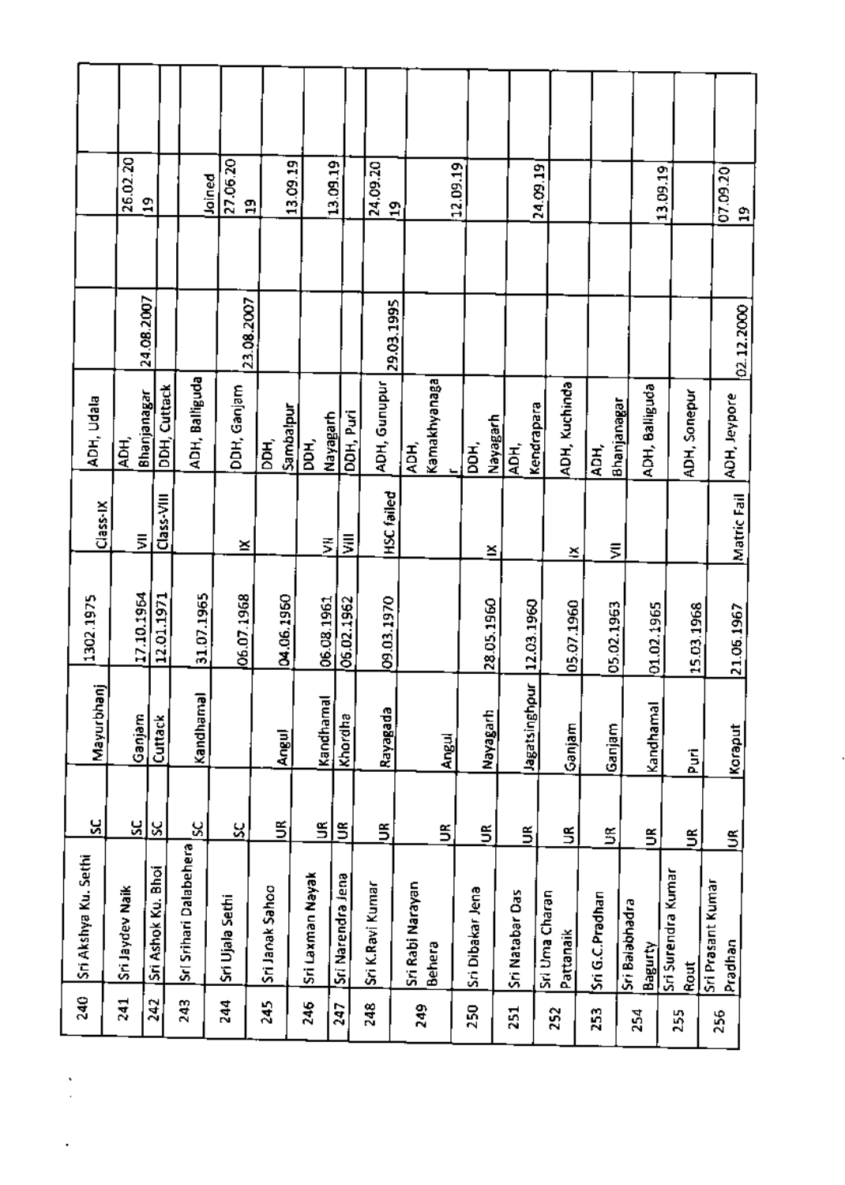| | | | | | | | | | | |
|---|---|---|---|---|---|---|---|---|---|---|
| 240 | Sri Akshya Ku. Sethi | SC | Mayurbhanj | 1302.1975 | Class-IX | ADH, Udala | | | | |
| 241 | Sri Jaydev Naik | SC | Ganjam | 17.10.1964 | VII | ADH, Bhanjanagar | 24.08.2007 | | 26.02.2019 | |
| 242 | Sri Ashok Ku. Bhoi | SC | Cuttack | 12.01.1971 | Class-VIII | DDH, Cuttack | | | | |
| 243 | Sri Srihari Dalabehera | SC | Kandhamal | 31.07.1965 | | ADH, Balliguda | | | Joined | |
| 244 | Sri Ujala Sethi | SC | | 06.07.1968 | IX | DDH, Ganjam | 23.08.2007 | | 27.06.2019 | |
| 245 | Sri Janak Sahoo | UR | Angul | 04.06.1960 | | DDH, Sambalpur | | | 13.09.19 | |
| 246 | Sri Laxman Nayak | UR | Kandhamal | 06.08.1961 | VII | DDH, Nayagarh | | | 13.09.19 | |
| 247 | Sri Narendra Jena | UR | Khordha | 06.02.1962 | VIII | DDH, Puri | | | | |
| 248 | Sri K.Ravi Kumar | UR | Rayagada | 09.03.1970 | HSC failed | ADH, Gunupur | 29.03.1995 | | 24.09.2019 | |
| 249 | Sri Rabi Narayan Behera | UR | Angul | | | ADH, Kamakhyanagar | | | 12.09.19 | |
| 250 | Sri Dibakar Jena | UR | Nayagarh | 28.05.1960 | IX | DDH, Nayagarh | | | | |
| 251 | Sri Natabar Das | UR | Jagatsinghpur | 12.03.1960 | | ADH, Kendrapara | | | 24.09.19 | |
| 252 | Sri Uma Charan Pattanaik | UR | Ganjam | 05.07.1960 | IX | ADH, Kuchinda | | | | |
| 253 | Sri G.C.Pradhan | UR | Ganjam | 05.02.1963 | VII | ADH, Bhanjanagar | | | | |
| 254 | Sri Balabhadra Bagurty | UR | Kandhamal | 01.02.1965 | | ADH, Balliguda | | | 13.09.19 | |
| 255 | Sri Surendra Kumar Rout | UR | Puri | 15.03.1968 | | ADH, Sonepur | | | | |
| 256 | Sri Prasant Kumar Pradhan | UR | Koraput | 21.06.1967 | Matric Fail | ADH, Jeypore | 02.12.2000 | | 07.09.2019 | |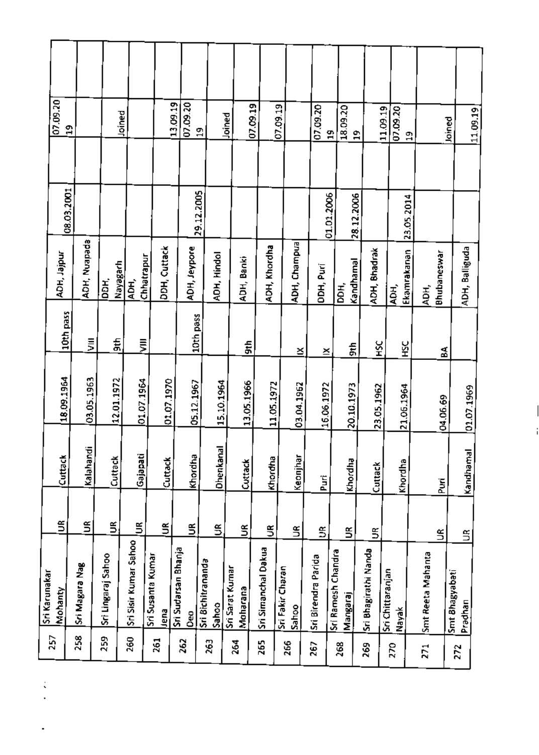| | | | | | | | | | | |
|---|---|---|---|---|---|---|---|---|---|---|
| 257 | Sri Karunakar Mohanty | UR | Cuttack | 18.09.1964 | 10th pass | ADH, Jajpur | 08.03.2001 | | 07.09.2019 | |
| 258 | Sri Magara Nag | UR | Kalahandi | 03.05.1963 | VIII | ADH, Nuapada | | | | |
| 259 | Sri Lingaraj Sahoo | UR | Cuttack | 12.01.1972 | 9th | DDH, Nayagarh | | | Joined | |
| 260 | Sri Sisir Kumar Sahoo | UR | Gajapati | 01.07.1964 | VIII | ADH, Chhatrapur | | | | |
| 261 | Sri Susanta Kumar Jena | UR | Cuttack | 01.07.1970 | | DDH, Cuttack | | | 13.09.19 | |
| 262 | Sri Sudarsan Bhanja Deo | UR | Khordha | 05.12.1967 | 10th pass | ADH, Jeypore | 29.12.2005 | | 07.09.2019 | |
| 263 | Sri Bichitrananda Sahoo | UR | Dhenkanal | 15.10.1964 | | ADH, Hindol | | | Joined | |
| 264 | Sri Sarat Kumar Moharana | UR | Cuttack | 13.05.1966 | 9th | ADH, Banki | | | 07.09.19 | |
| 265 | Sri Simanchal Dakua | UR | Khordha | 11.05.1972 | | ADH, Khordha | | | 07.09.19 | |
| 266 | Sri Fakir Charan Sahoo | UR | Keonjhar | 03.04.1962 | IX | ADH, Champua | | | | |
| 267 | Sri Birendra Parida | UR | Puri | 16.06.1972 | IX | DDH, Puri | 01.01.2006 | | 07.09.2019 | |
| 268 | Sri Ramesh Chandra Mangaraj | UR | Khordha | 20.10.1973 | 9th | DDH, Kandhamal | 28.12.2006 | | 18.09.2019 | |
| 269 | Sri Bhagirathi Nanda | UR | Cuttack | 23.05.1962 | HSC | ADH, Bhadrak | | | 11.09.19 | |
| 270 | Sri Chittaranjan Nayak | | Khordha | 21.06.1964 | HSC | ADH, Ekamrakanan | 23.05.2014 | | 07.09.2019 | |
| 271 | Smt Reeta Mahanta | UR | Puri | 04.06.69 | BA | ADH, Bhubaneswar | | | Joined | |
| 272 | Smt Bhagyabati Pradhan | UR | Kandhamal | 01.07.1969 | | ADH, Balliguda | | | 11.09.19 | |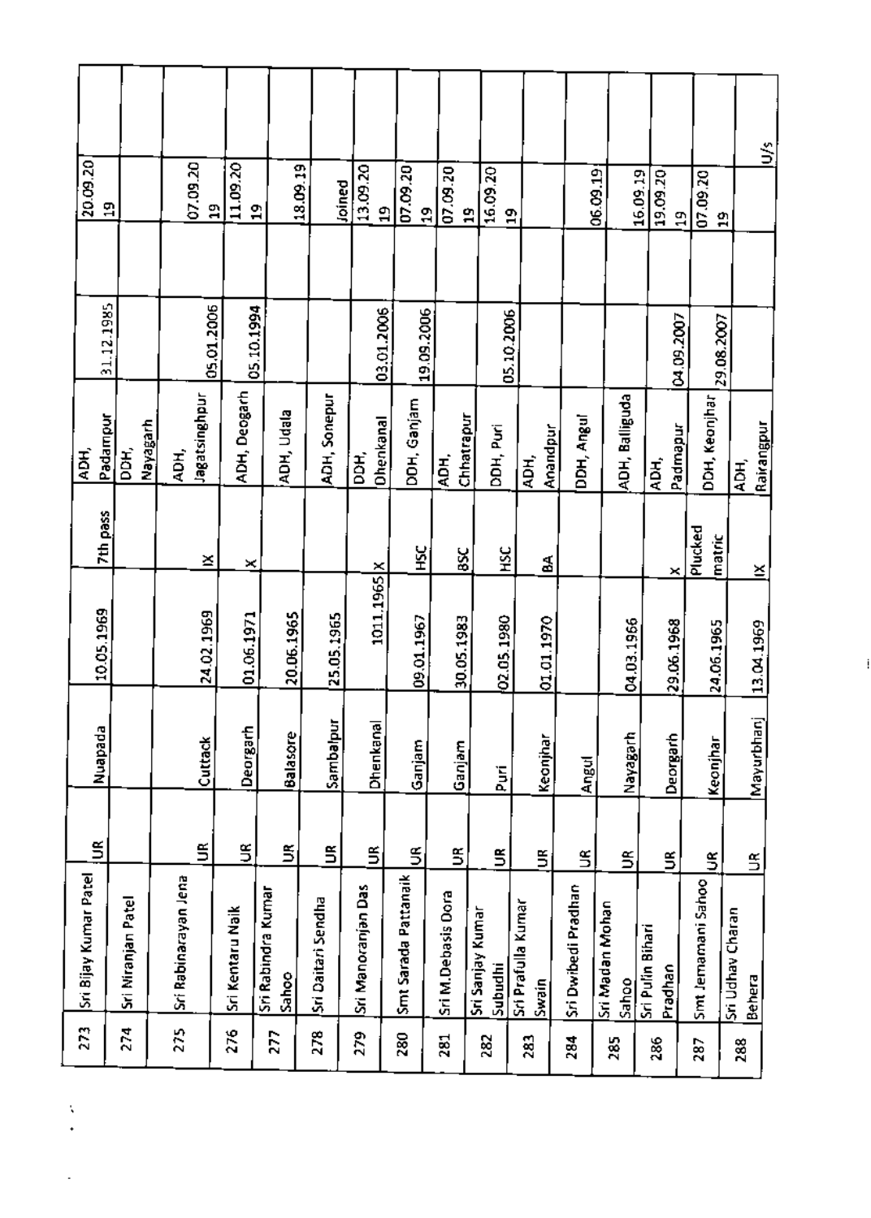| | | | | | | | | | | |
|---|---|---|---|---|---|---|---|---|---|---|
| 273 | Sri Bijay Kumar Patel | UR | Nuapada | 10.05.1969 | 7th pass | ADH, Padampur | 31.12.1985 | | 20.09.2019 | |
| 274 | Sri Niranjan Patel | | | | | DDH, Nayagarh | | | | |
| 275 | Sri Rabinarayan Jena | UR | Cuttack | 24.02.1969 | IX | ADH, Jagatsinghpur | 05.01.2006 | | 07.09.2019 | |
| 276 | Sri Kentaru Naik | UR | Deorgarh | 01.06.1971 | X | ADH, Deogarh | 05.10.1994 | | 11.09.2019 | |
| 277 | Sri Rabindra Kumar Sahoo | UR | Balasore | 20.06.1965 | | ADH, Udala | | | 18.09.19 | |
| 278 | Sri Daitari Sendha | UR | Sambalpur | 25.05.1965 | | ADH, Sonepur | | | Joined | |
| 279 | Sri Manoranjan Das | UR | Dhenkanal | 1011.1965 | X | DDH, Dhenkanal | 03.01.2006 | | 13.09.2019 | |
| 280 | Smt Sarada Pattanaik | UR | Ganjam | 09.01.1967 | HSC | DDH, Ganjam | 19.09.2006 | | 07.09.2019 | |
| 281 | Sri M.Debasis Dora | UR | Ganjam | 30.05.1983 | BSC | ADH, Chhatrapur | | | 07.09.2019 | |
| 282 | Sri Sanjay Kumar Subudhi | UR | Puri | 02.05.1980 | HSC | DDH, Puri | 05.10.2006 | | 16.09.2019 | |
| 283 | Sri Prafulla Kumar Swain | UR | Keonjhar | 01.01.1970 | BA | ADH, Anandpur | | | | |
| 284 | Sri Dwibedi Pradhan | UR | Angul | | | DDH, Angul | | | 06.09.19 | |
| 285 | Sri Madan Mohan Sahoo | UR | Nayagarh | 04.03.1966 | | ADH, Balliguda | | | 16.09.19 | |
| 286 | Sri Pulin Bihari Pradhan | UR | Deorgarh | 29.06.1968 | X | ADH, Padmapur | 04.09.2007 | | 19.09.2019 | |
| 287 | Smt Jemamani Sahoo | UR | Keonjhar | 24.06.1965 | Plucked matric | DDH, Keonjhar | 29.08.2007 | | 07.09.2019 | |
| 288 | Sri Udhav Charan Behera | UR | Mayurbhanj | 13.04.1969 | IX | ADH, Rairangpur | | | | U/s |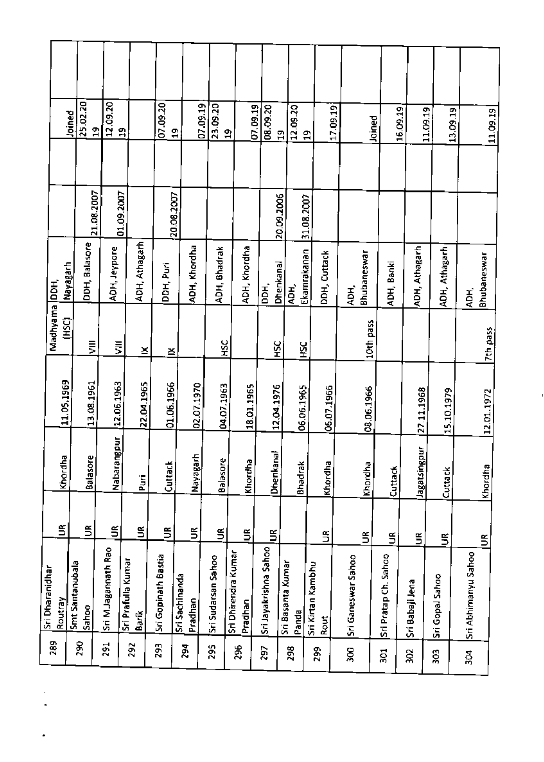| | | | | | | | | | |
|---|---|---|---|---|---|---|---|---|---|
| 289 | Sri Dharanidhar Routray | UR | Khordha | 11.05.1969 | Madhyama (HSC) | DDH, Nayagarh | | | Joined |
| 290 | Smt Santanubala Sahoo | UR | Balasore | 13.08.1961 | VIII | DDH, Balasore | 21.08.2007 | | 25.02.2019 |
| 291 | Sri M.Jagannath Rao | UR | Nabarangpur | 12.06.1963 | VIII | ADH, Jeypore | 01.09.2007 | | 12.09.2019 |
| 292 | Sri Prafulla Kumar Barik | UR | Puri | 22.04.1965 | IX | ADH, Athagarh | | | |
| 293 | Sri Gopinath Bastia | UR | Cuttack | 01.06.1966 | IX | DDH, Puri | 20.08.2007 | | 07.09.2019 |
| 294 | Sri Sachinanda Pradhan | UR | Nayagarh | 02.07.1970 | | ADH, Khordha | | | 07.09.19 |
| 295 | Sri Sudarsan Sahoo | UR | Balasore | 04.07.1963 | HSC | ADH, Bhadrak | | | 23.09.2019 |
| 296 | Sri Dhirendra Kumar Pradhan | UR | Khordha | 18.01.1965 | | ADH, Khordha | | | 07.09.19 |
| 297 | Sri Jayakrishna Sahoo | UR | Dhenkanal | 12.04.1976 | HSC | DDH, Dhenkanal | 20.09.2006 | | 08.09.2019 |
| 298 | Sri Basanta Kumar Panda | | Bhadrak | 06.06.1965 | HSC | ADH, Ekamrakanan | 31.08.2007 | | 12.09.2019 |
| 299 | Sri Kirtan Kambhu Rout | UR | Khordha | 06.07.1966 | | DDH, Cuttack | | | 17.09.19 |
| 300 | Sri Ganeswar Sahoo | UR | Khordha | 08.06.1966 | 10th pass | ADH, Bhubaneswar | | | Joined |
| 301 | Sri Pratap Ch. Sahoo | UR | Cuttack | | | ADH, Banki | | | 16.09.19 |
| 302 | Sri Babaji Jena | UR | Jagatsingpur | 27.11.1968 | | ADH, Athagarh | | | 11.09.19 |
| 303 | Sri Gopal Sahoo | UR | Cuttack | 15.10.1979 | | ADH, Athagarh | | | 13.09.19 |
| 304 | Sri Abhimanyu Sahoo | UR | Khordha | 12.01.1972 | 7th pass | ADH, Bhubaneswar | | | 11.09.19 |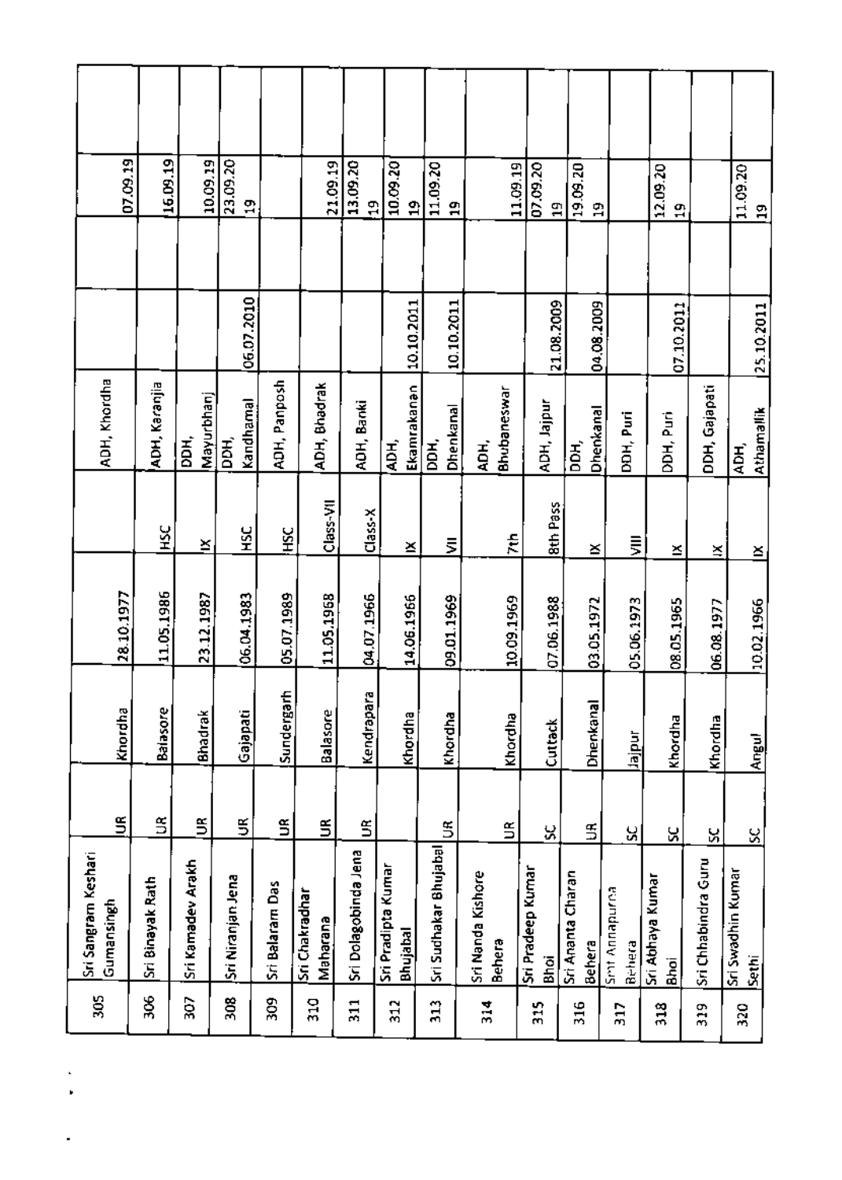| | | | | | | | | | | |
|---|---|---|---|---|---|---|---|---|---|---|
| 305 | Sri Sangram Keshari Gumansingh | UR | Khordha | 28.10.1977 | | ADH, Khordha | | | 07.09.19 | |
| 306 | Sri Binayak Rath | UR | Balasore | 11.05.1986 | HSC | ADH, Karanjia | | | 16.09.19 | |
| 307 | Sri Kamadev Arakh | UR | Bhadrak | 23.12.1987 | IX | DDH, Mayurbhanj | | | 10.09.19 | |
| 308 | Sri Niranjan Jena | UR | Gajapati | 06.04.1983 | HSC | DDH, Kandhamal | 06.07.2010 | | 23.09.2019 | |
| 309 | Sri Balaram Das | UR | Sundergarh | 05.07.1989 | HSC | ADH, Panposh | | | | |
| 310 | Sri Chakradhar Maharana | UR | Balasore | 11.05.1968 | Class-VII | ADH, Bhadrak | | | 21.09.19 | |
| 311 | Sri Dolagobinda Jena | UR | Kendrapara | 04.07.1966 | Class-X | ADH, Banki | | | 13.09.2019 | |
| 312 | Sri Pradipta Kumar Bhujabal | | Khordha | 14.06.1966 | IX | ADH, Ekamrakanan | 10.10.2011 | | 10.09.2019 | |
| 313 | Sri Sudhakar Bhujabal | UR | Khordha | 09.01.1969 | VII | DDH, Dhenkanal | 10.10.2011 | | 11.09.2019 | |
| 314 | Sri Nanda Kishore Behera | UR | Khordha | 10.09.1969 | 7th | ADH, Bhubaneswar | | | 11.09.19 | |
| 315 | Sri Pradeep Kumar Bhoi | SC | Cuttack | 07.06.1988 | 8th Pass | ADH, Jajpur | 21.08.2009 | | 07.09.2019 | |
| 316 | Sri Ananta Charan Behera | UR | Dhenkanal | 03.05.1972 | IX | DDH, Dhenkanal | 04.08.2009 | | 19.09.2019 | |
| 317 | Smt Annapurna Behera | SC | Jajpur | 05.06.1973 | VIII | DDH, Puri | | | | |
| 318 | Sri Abhaya Kumar Bhoi | SC | Khordha | 08.05.1965 | IX | DDH, Puri | 07.10.2011 | | 12.09.2019 | |
| 319 | Sri Chhabindra Guru | SC | Khordha | 06.08.1977 | IX | DDH, Gajapati | | | | |
| 320 | Sri Swadhin Kumar Sethi | SC | Angul | 10.02.1966 | IX | ADH, Athamallik | 25.10.2011 | | 11.09.2019 | |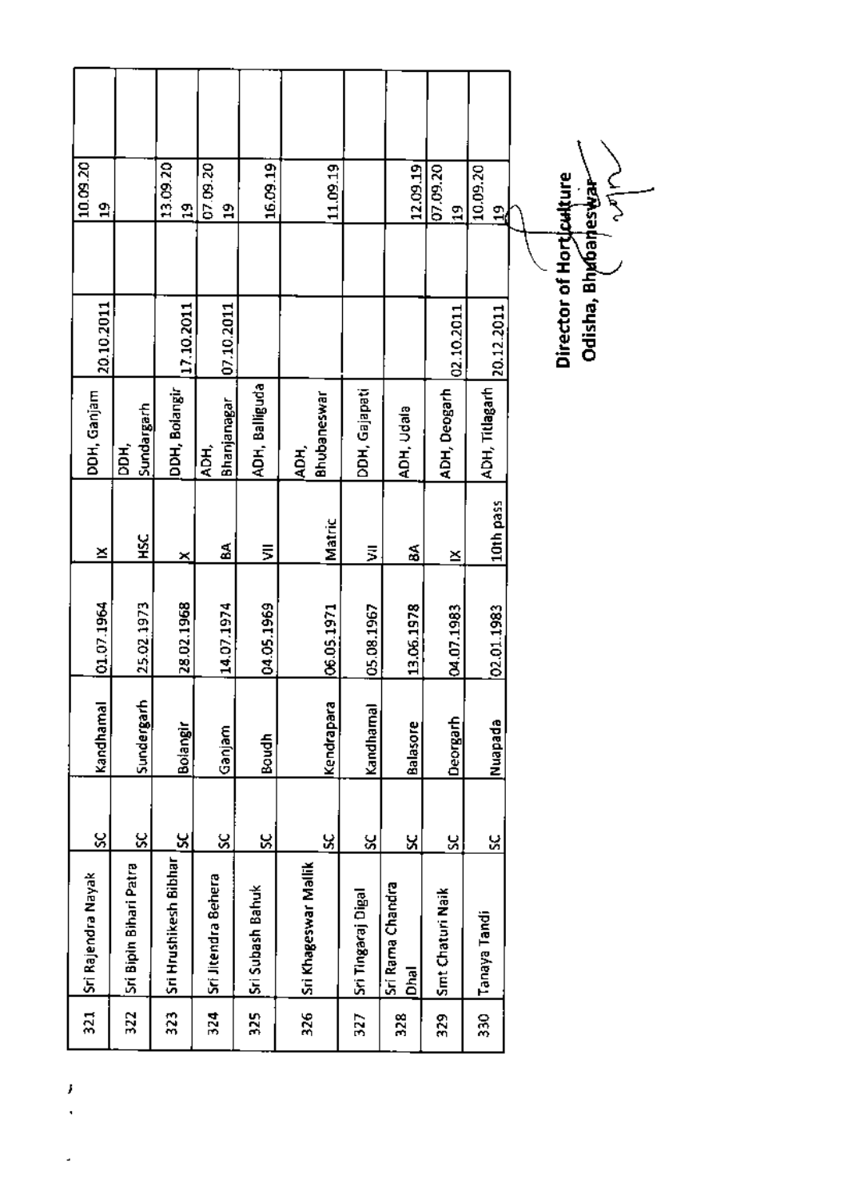| | | | | | | | | | |
|---|---|---|---|---|---|---|---|---|---|
| 321 | Sri Rajendra Nayak | SC | Kandhamal | 01.07.1964 | IX | DDH, Ganjam | 20.10.2011 | | 10.09.2019 |
| 322 | Sri Bipin Bihari Patra | SC | Sundergarh | 25.02.1973 | HSC | DDH, Sundargarh | | | |
| 323 | Sri Hrushikesh Bibhar | SC | Bolangir | 28.02.1968 | X | DDH, Bolangir | 17.10.2011 | | 13.09.2019 |
| 324 | Sri Jitendra Behera | SC | Ganjam | 14.07.1974 | BA | ADH, Bhanjanagar | 07.10.2011 | | 07.09.2019 |
| 325 | Sri Subash Bahuk | SC | Boudh | 04.05.1969 | VII | ADH, Balliguda | | | 16.09.19 |
| 326 | Sri Khageswar Mallik | SC | Kendrapara | 06.05.1971 | Matric | ADH, Bhubaneswar | | | 11.09.19 |
| 327 | Sri Tingaraj Digal | SC | Kandhamal | 05.08.1967 | VII | DDH, Gajapati | | | |
| 328 | Sri Rama Chandra Dhal | SC | Balasore | 13.06.1978 | BA | ADH, Udala | | | 12.09.19 |
| 329 | Smt Chaturi Naik | SC | Deorgarh | 04.07.1983 | IX | ADH, Deogarh | 02.10.2011 | | 07.09.2019 |
| 330 | Tanaya Tandi | SC | Nuapada | 02.01.1983 | 10th pass | ADH, Titlagarh | 20.12.2011 | | 10.09.2019 |

Director of Horticulture
Odisha, Bhubaneswar